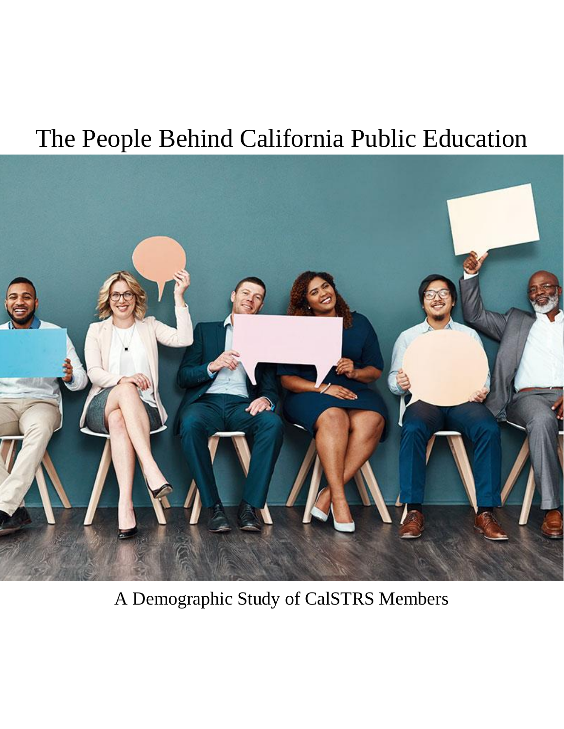# The People Behind California Public Education

A Demographic Study of CalSTRS Members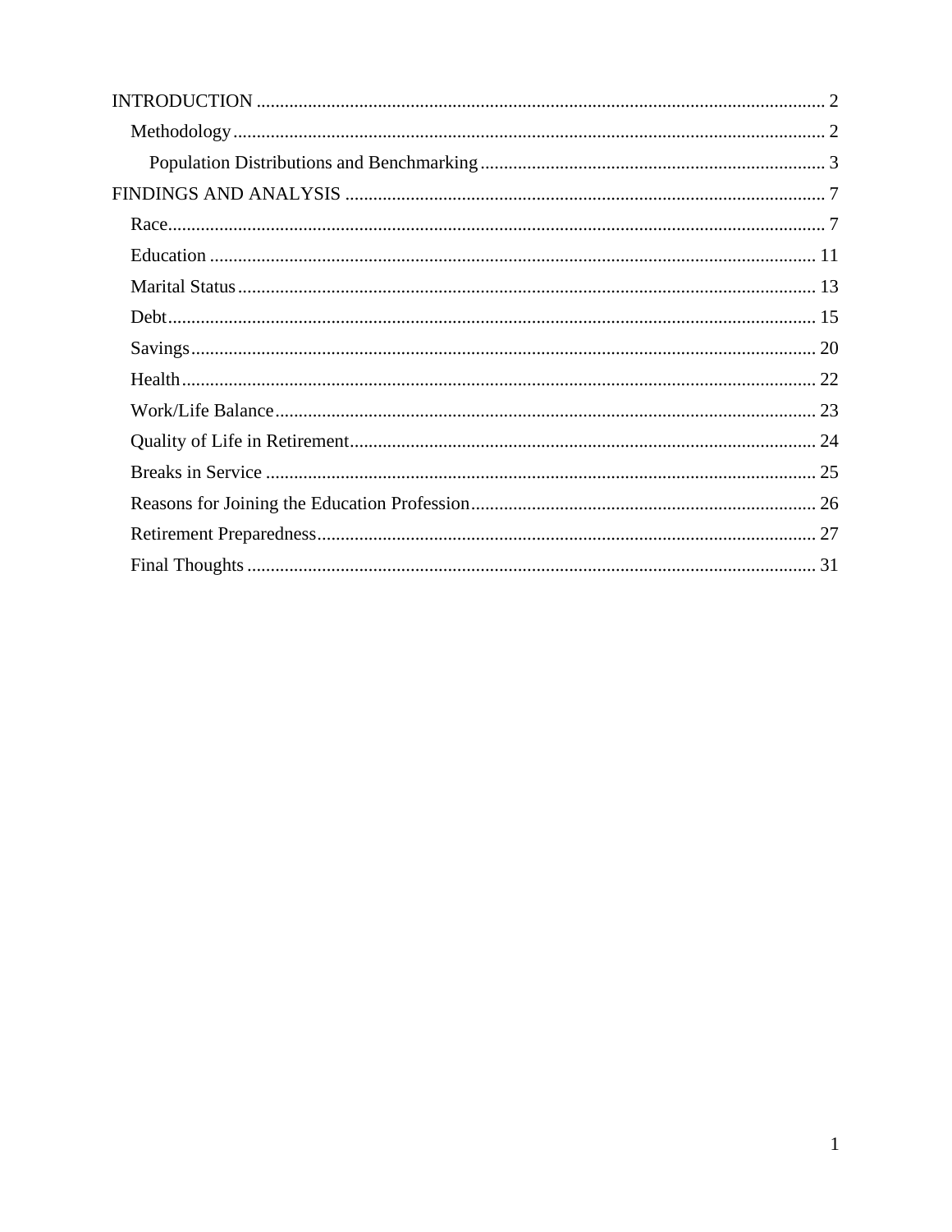INTRODUCTION ........................................................................................................................ 2

- Methodology ............................................................................................................................. 2
  - Population Distributions and Benchmarking ......................................................................... 3

FINDINGS AND ANALYSIS ...................................................................................................... 7

- Race.......................................................................................................................................... 7
- Education ................................................................................................................................ 11
- Marital Status .......................................................................................................................... 13
- Debt......................................................................................................................................... 15
- Savings.................................................................................................................................... 20
- Health...................................................................................................................................... 22
- Work/Life Balance .................................................................................................................. 23
- Quality of Life in Retirement.................................................................................................. 24
- Breaks in Service .................................................................................................................... 25
- Reasons for Joining the Education Profession........................................................................ 26
- Retirement Preparedness......................................................................................................... 27
- Final Thoughts ........................................................................................................................ 31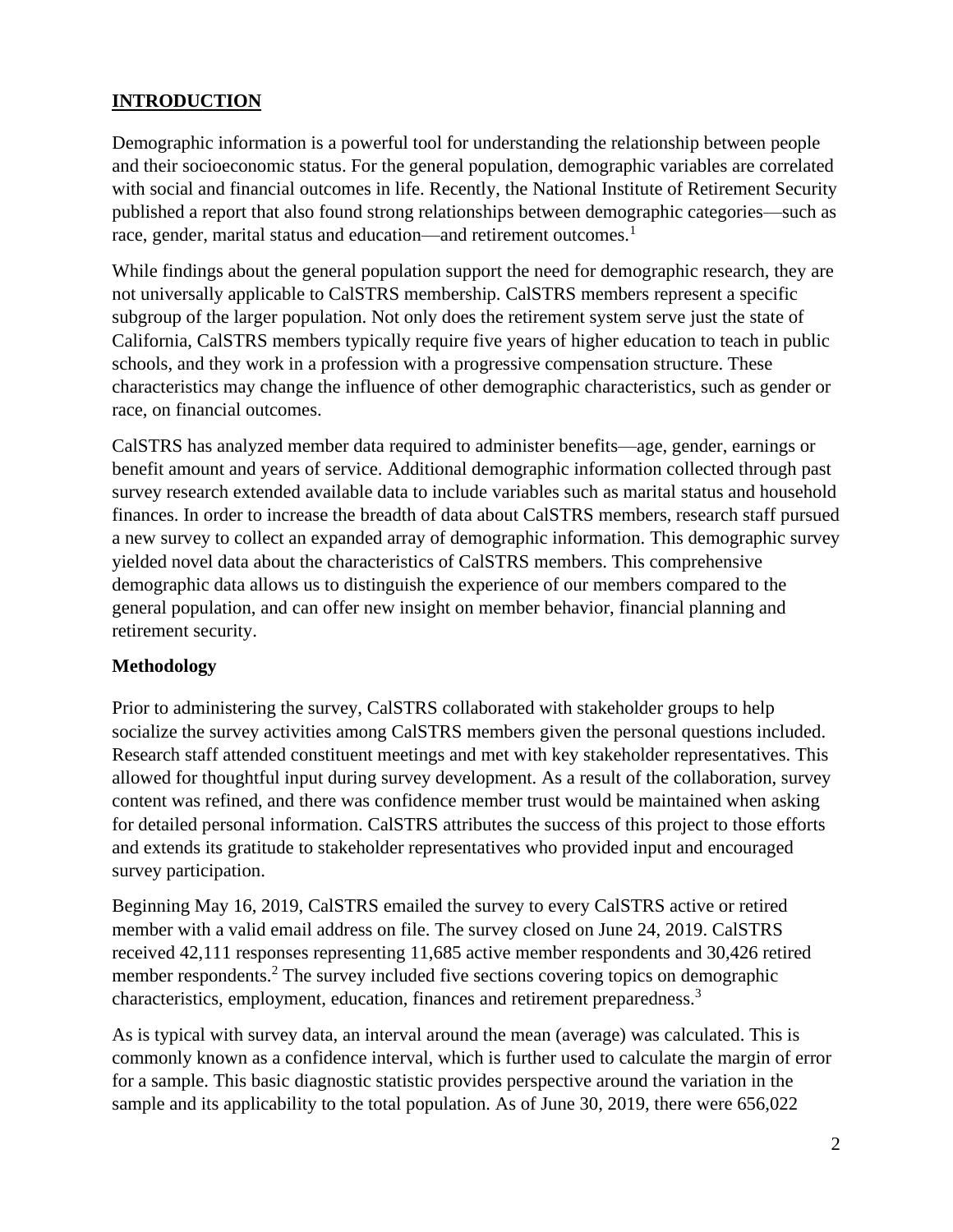## INTRODUCTION

Demographic information is a powerful tool for understanding the relationship between people and their socioeconomic status. For the general population, demographic variables are correlated with social and financial outcomes in life. Recently, the National Institute of Retirement Security published a report that also found strong relationships between demographic categories—such as race, gender, marital status and education—and retirement outcomes.[1]

While findings about the general population support the need for demographic research, they are not universally applicable to CalSTRS membership. CalSTRS members represent a specific subgroup of the larger population. Not only does the retirement system serve just the state of California, CalSTRS members typically require five years of higher education to teach in public schools, and they work in a profession with a progressive compensation structure. These characteristics may change the influence of other demographic characteristics, such as gender or race, on financial outcomes.

CalSTRS has analyzed member data required to administer benefits—age, gender, earnings or benefit amount and years of service. Additional demographic information collected through past survey research extended available data to include variables such as marital status and household finances. In order to increase the breadth of data about CalSTRS members, research staff pursued a new survey to collect an expanded array of demographic information. This demographic survey yielded novel data about the characteristics of CalSTRS members. This comprehensive demographic data allows us to distinguish the experience of our members compared to the general population, and can offer new insight on member behavior, financial planning and retirement security.

### Methodology

Prior to administering the survey, CalSTRS collaborated with stakeholder groups to help socialize the survey activities among CalSTRS members given the personal questions included. Research staff attended constituent meetings and met with key stakeholder representatives. This allowed for thoughtful input during survey development. As a result of the collaboration, survey content was refined, and there was confidence member trust would be maintained when asking for detailed personal information. CalSTRS attributes the success of this project to those efforts and extends its gratitude to stakeholder representatives who provided input and encouraged survey participation.

Beginning May 16, 2019, CalSTRS emailed the survey to every CalSTRS active or retired member with a valid email address on file. The survey closed on June 24, 2019. CalSTRS received 42,111 responses representing 11,685 active member respondents and 30,426 retired member respondents.[2] The survey included five sections covering topics on demographic characteristics, employment, education, finances and retirement preparedness.[3]

As is typical with survey data, an interval around the mean (average) was calculated. This is commonly known as a confidence interval, which is further used to calculate the margin of error for a sample. This basic diagnostic statistic provides perspective around the variation in the sample and its applicability to the total population. As of June 30, 2019, there were 656,022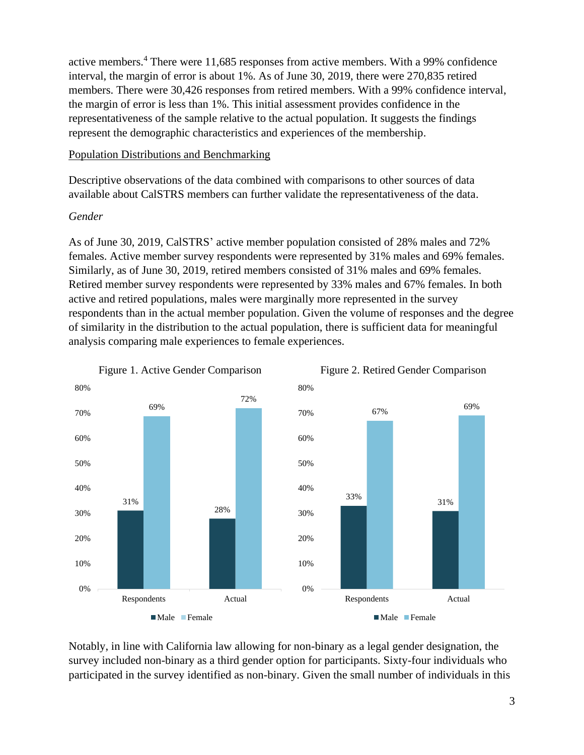active members.[4] There were 11,685 responses from active members. With a 99% confidence interval, the margin of error is about 1%. As of June 30, 2019, there were 270,835 retired members. There were 30,426 responses from retired members. With a 99% confidence interval, the margin of error is less than 1%. This initial assessment provides confidence in the representativeness of the sample relative to the actual population. It suggests the findings represent the demographic characteristics and experiences of the membership.

<u>Population Distributions and Benchmarking</u>

Descriptive observations of the data combined with comparisons to other sources of data available about CalSTRS members can further validate the representativeness of the data.

*Gender*

As of June 30, 2019, CalSTRS' active member population consisted of 28% males and 72% females. Active member survey respondents were represented by 31% males and 69% females. Similarly, as of June 30, 2019, retired members consisted of 31% males and 69% females. Retired member survey respondents were represented by 33% males and 67% females. In both active and retired populations, males were marginally more represented in the survey respondents than in the actual member population. Given the volume of responses and the degree of similarity in the distribution to the actual population, there is sufficient data for meaningful analysis comparing male experiences to female experiences.

Figure 1. Active Gender Comparison

| | Male | Female |
|---|---|---|
| Respondents | 31% | 69% |
| Actual | 28% | 72% |

Figure 2. Retired Gender Comparison

| | Male | Female |
|---|---|---|
| Respondents | 33% | 67% |
| Actual | 31% | 69% |

Notably, in line with California law allowing for non-binary as a legal gender designation, the survey included non-binary as a third gender option for participants. Sixty-four individuals who participated in the survey identified as non-binary. Given the small number of individuals in this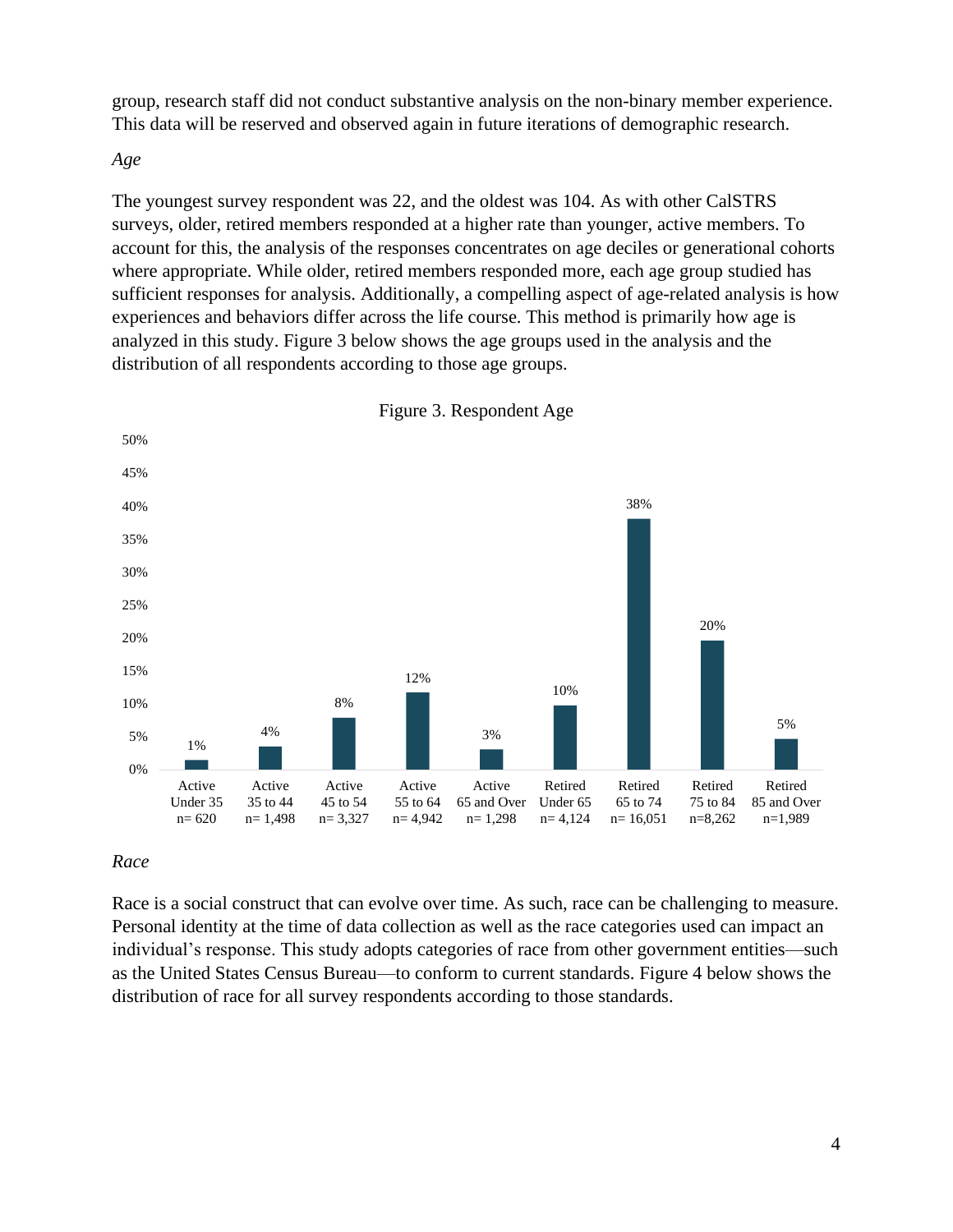group, research staff did not conduct substantive analysis on the non-binary member experience. This data will be reserved and observed again in future iterations of demographic research.

*Age*

The youngest survey respondent was 22, and the oldest was 104. As with other CalSTRS surveys, older, retired members responded at a higher rate than younger, active members. To account for this, the analysis of the responses concentrates on age deciles or generational cohorts where appropriate. While older, retired members responded more, each age group studied has sufficient responses for analysis. Additionally, a compelling aspect of age-related analysis is how experiences and behaviors differ across the life course. This method is primarily how age is analyzed in this study. Figure 3 below shows the age groups used in the analysis and the distribution of all respondents according to those age groups.

Figure 3. Respondent Age

| Age Group | n | Percent |
|---|---|---|
| Active Under 35 | 620 | 1% |
| Active 35 to 44 | 1,498 | 4% |
| Active 45 to 54 | 3,327 | 8% |
| Active 55 to 64 | 4,942 | 12% |
| Active 65 and Over | 1,298 | 3% |
| Retired Under 65 | 4,124 | 10% |
| Retired 65 to 74 | 16,051 | 38% |
| Retired 75 to 84 | 8,262 | 20% |
| Retired 85 and Over | 1,989 | 5% |

*Race*

Race is a social construct that can evolve over time. As such, race can be challenging to measure. Personal identity at the time of data collection as well as the race categories used can impact an individual's response. This study adopts categories of race from other government entities—such as the United States Census Bureau—to conform to current standards. Figure 4 below shows the distribution of race for all survey respondents according to those standards.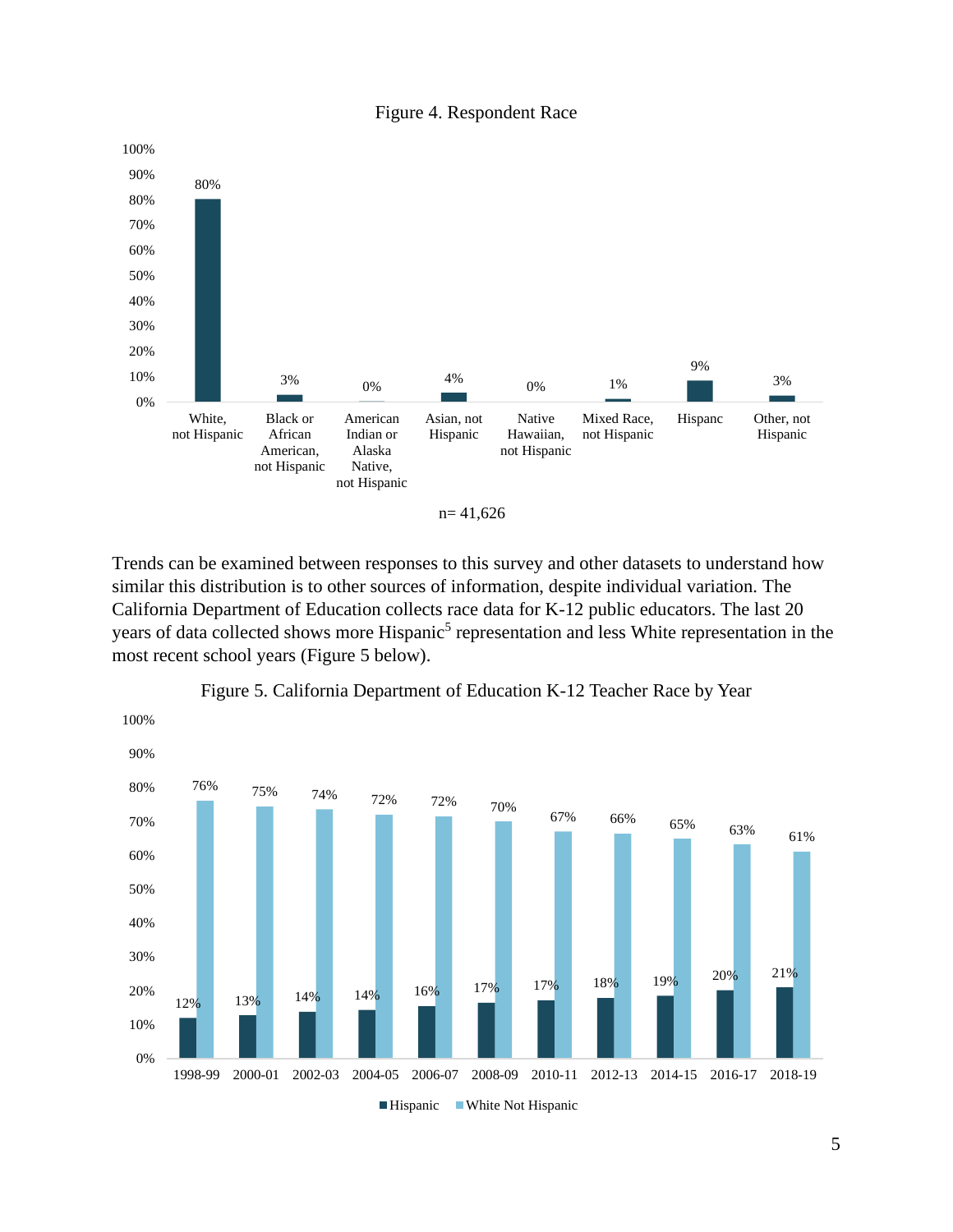Figure 4. Respondent Race

| Race | Percent |
| --- | --- |
| White, not Hispanic | 80% |
| Black or African American, not Hispanic | 3% |
| American Indian or Alaska Native, not Hispanic | 0% |
| Asian, not Hispanic | 4% |
| Native Hawaiian, not Hispanic | 0% |
| Mixed Race, not Hispanic | 1% |
| Hispanc | 9% |
| Other, not Hispanic | 3% |

n= 41,626

Trends can be examined between responses to this survey and other datasets to understand how similar this distribution is to other sources of information, despite individual variation. The California Department of Education collects race data for K-12 public educators. The last 20 years of data collected shows more Hispanic[5] representation and less White representation in the most recent school years (Figure 5 below).

Figure 5. California Department of Education K-12 Teacher Race by Year

| Year | Hispanic | White Not Hispanic |
| --- | --- | --- |
| 1998-99 | 12% | 76% |
| 2000-01 | 13% | 75% |
| 2002-03 | 14% | 74% |
| 2004-05 | 14% | 72% |
| 2006-07 | 16% | 72% |
| 2008-09 | 17% | 70% |
| 2010-11 | 17% | 67% |
| 2012-13 | 18% | 66% |
| 2014-15 | 19% | 65% |
| 2016-17 | 20% | 63% |
| 2018-19 | 21% | 61% |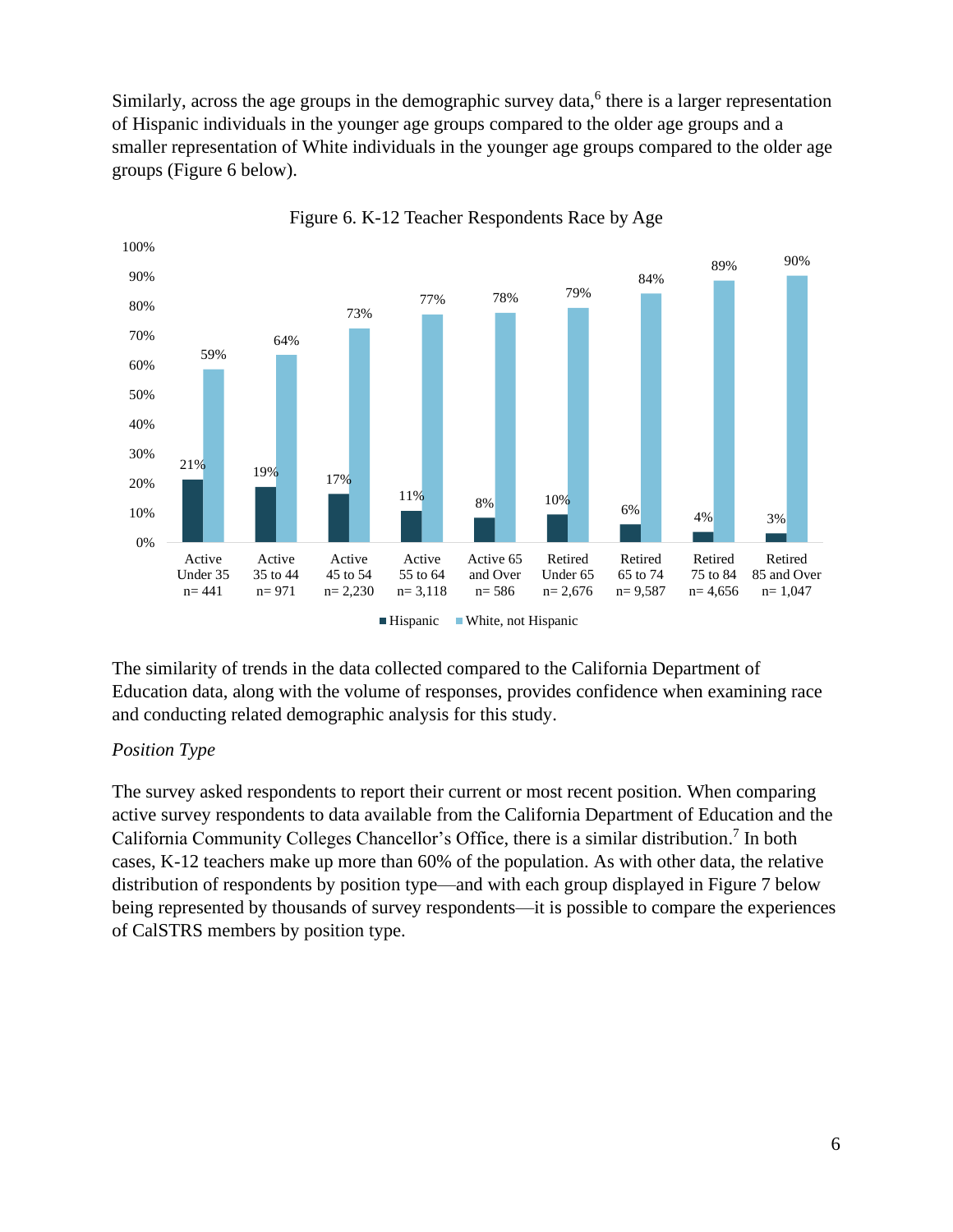Similarly, across the age groups in the demographic survey data,[6] there is a larger representation of Hispanic individuals in the younger age groups compared to the older age groups and a smaller representation of White individuals in the younger age groups compared to the older age groups (Figure 6 below).

Figure 6. K-12 Teacher Respondents Race by Age

| Group | Hispanic | White, not Hispanic |
|---|---|---|
| Active Under 35 n= 441 | 21% | 59% |
| Active 35 to 44 n= 971 | 19% | 64% |
| Active 45 to 54 n= 2,230 | 17% | 73% |
| Active 55 to 64 n= 3,118 | 11% | 77% |
| Active 65 and Over n= 586 | 8% | 78% |
| Retired Under 65 n= 2,676 | 10% | 79% |
| Retired 65 to 74 n= 9,587 | 6% | 84% |
| Retired 75 to 84 n= 4,656 | 4% | 89% |
| Retired 85 and Over n= 1,047 | 3% | 90% |

The similarity of trends in the data collected compared to the California Department of Education data, along with the volume of responses, provides confidence when examining race and conducting related demographic analysis for this study.

*Position Type*

The survey asked respondents to report their current or most recent position. When comparing active survey respondents to data available from the California Department of Education and the California Community Colleges Chancellor's Office, there is a similar distribution.[7] In both cases, K-12 teachers make up more than 60% of the population. As with other data, the relative distribution of respondents by position type—and with each group displayed in Figure 7 below being represented by thousands of survey respondents—it is possible to compare the experiences of CalSTRS members by position type.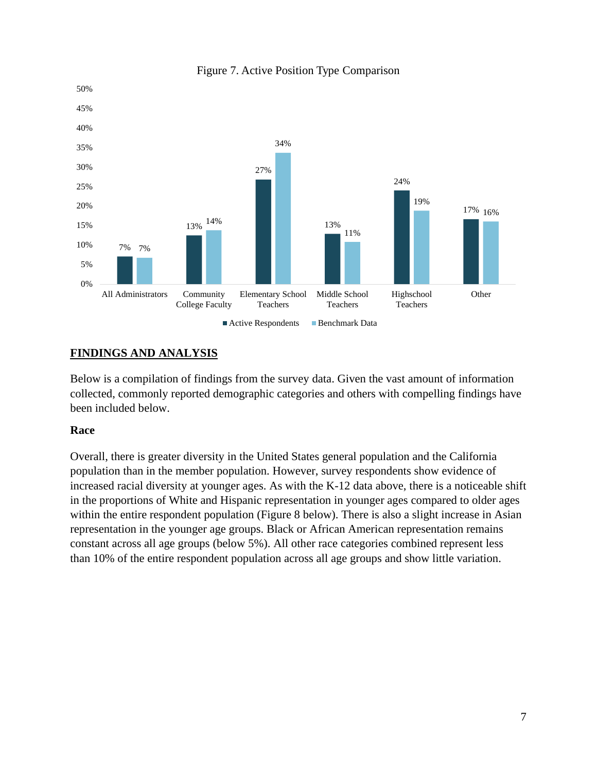Figure 7. Active Position Type Comparison

| | Active Respondents | Benchmark Data |
|---|---|---|
| All Administrators | 7% | 7% |
| Community College Faculty | 13% | 14% |
| Elementary School Teachers | 27% | 34% |
| Middle School Teachers | 13% | 11% |
| Highschool Teachers | 24% | 19% |
| Other | 17% | 16% |

## FINDINGS AND ANALYSIS

Below is a compilation of findings from the survey data. Given the vast amount of information collected, commonly reported demographic categories and others with compelling findings have been included below.

### Race

Overall, there is greater diversity in the United States general population and the California population than in the member population. However, survey respondents show evidence of increased racial diversity at younger ages. As with the K-12 data above, there is a noticeable shift in the proportions of White and Hispanic representation in younger ages compared to older ages within the entire respondent population (Figure 8 below). There is also a slight increase in Asian representation in the younger age groups. Black or African American representation remains constant across all age groups (below 5%). All other race categories combined represent less than 10% of the entire respondent population across all age groups and show little variation.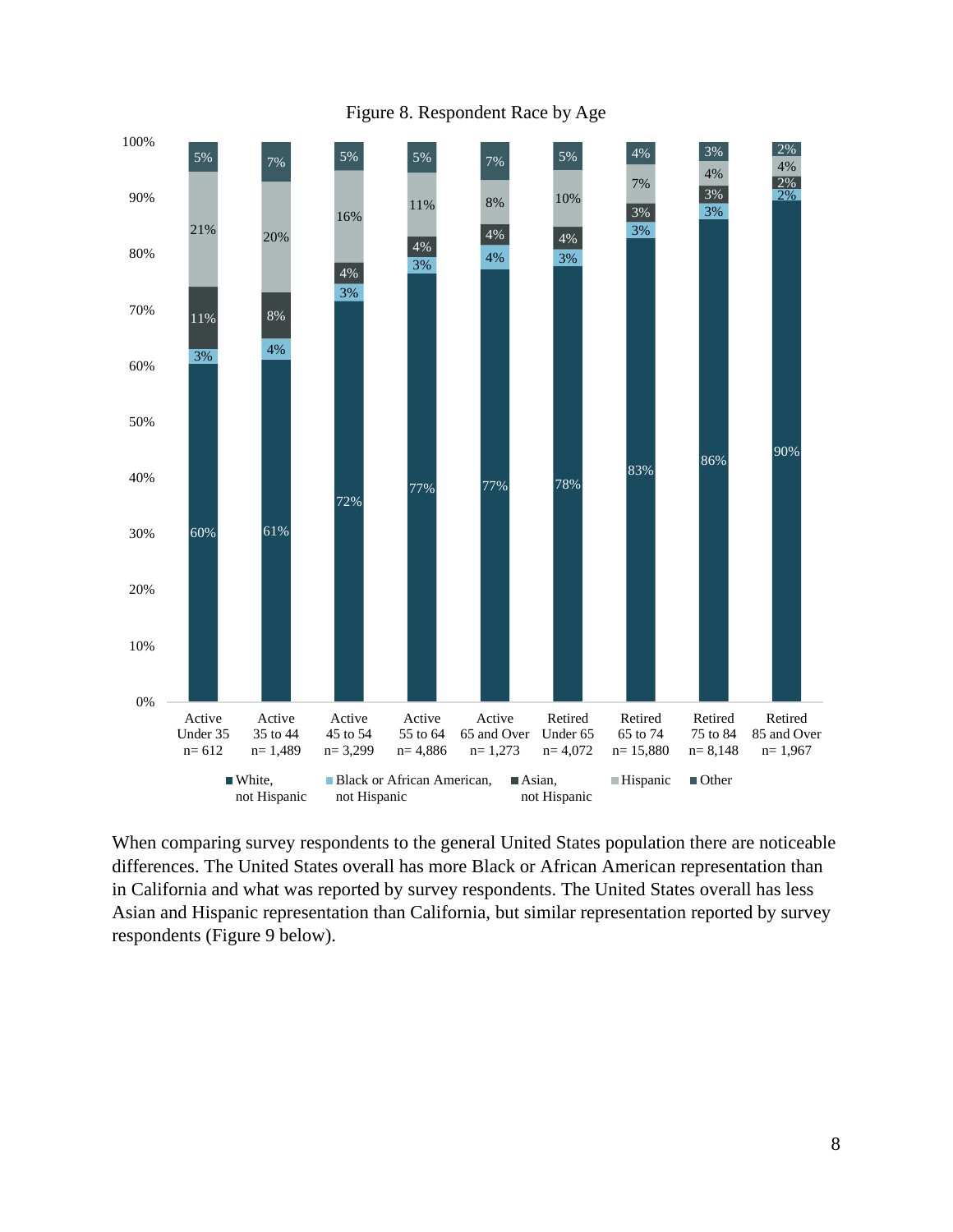Figure 8. Respondent Race by Age

| | Active Under 35 n= 612 | Active 35 to 44 n= 1,489 | Active 45 to 54 n= 3,299 | Active 55 to 64 n= 4,886 | Active 65 and Over n= 1,273 | Retired Under 65 n= 4,072 | Retired 65 to 74 n= 15,880 | Retired 75 to 84 n= 8,148 | Retired 85 and Over n= 1,967 |
|---|---|---|---|---|---|---|---|---|---|
| White, not Hispanic | 60% | 61% | 72% | 77% | 77% | 78% | 83% | 86% | 90% |
| Black or African American, not Hispanic | 3% | 4% | 3% | 3% | 4% | 3% | 3% | 3% | 2% |
| Asian, not Hispanic | 11% | 8% | 4% | 4% | 4% | 4% | 3% | 3% | 2% |
| Hispanic | 21% | 20% | 16% | 11% | 8% | 10% | 7% | 4% | 4% |
| Other | 5% | 7% | 5% | 5% | 7% | 5% | 4% | 3% | 2% |

When comparing survey respondents to the general United States population there are noticeable differences. The United States overall has more Black or African American representation than in California and what was reported by survey respondents. The United States overall has less Asian and Hispanic representation than California, but similar representation reported by survey respondents (Figure 9 below).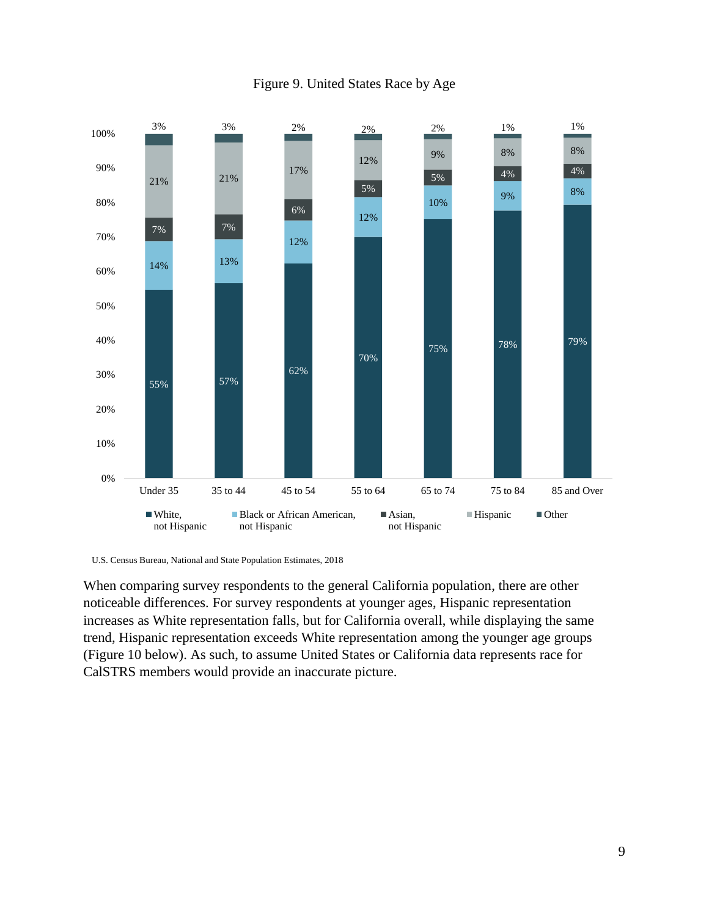Figure 9. United States Race by Age

| Age | White, not Hispanic | Black or African American, not Hispanic | Asian, not Hispanic | Hispanic | Other |
|---|---|---|---|---|---|
| Under 35 | 55% | 14% | 7% | 21% | 3% |
| 35 to 44 | 57% | 13% | 7% | 21% | 3% |
| 45 to 54 | 62% | 12% | 6% | 17% | 2% |
| 55 to 64 | 70% | 12% | 5% | 12% | 2% |
| 65 to 74 | 75% | 10% | 5% | 9% | 2% |
| 75 to 84 | 78% | 9% | 4% | 8% | 1% |
| 85 and Over | 79% | 8% | 4% | 8% | 1% |

U.S. Census Bureau, National and State Population Estimates, 2018

When comparing survey respondents to the general California population, there are other noticeable differences. For survey respondents at younger ages, Hispanic representation increases as White representation falls, but for California overall, while displaying the same trend, Hispanic representation exceeds White representation among the younger age groups (Figure 10 below). As such, to assume United States or California data represents race for CalSTRS members would provide an inaccurate picture.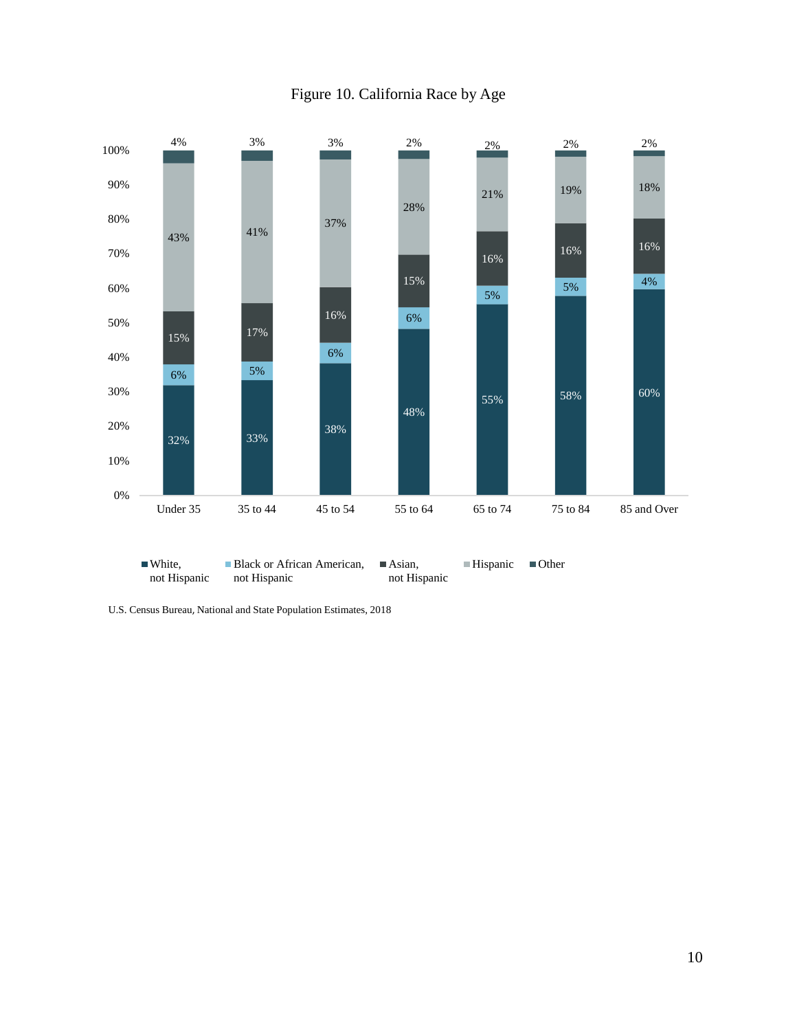Figure 10. California Race by Age

| Age | White, not Hispanic | Black or African American, not Hispanic | Asian, not Hispanic | Hispanic | Other |
|---|---|---|---|---|---|
| Under 35 | 32% | 6% | 15% | 43% | 4% |
| 35 to 44 | 33% | 5% | 17% | 41% | 3% |
| 45 to 54 | 38% | 6% | 16% | 37% | 3% |
| 55 to 64 | 48% | 6% | 15% | 28% | 2% |
| 65 to 74 | 55% | 5% | 16% | 21% | 2% |
| 75 to 84 | 58% | 5% | 16% | 19% | 2% |
| 85 and Over | 60% | 4% | 16% | 18% | 2% |

U.S. Census Bureau, National and State Population Estimates, 2018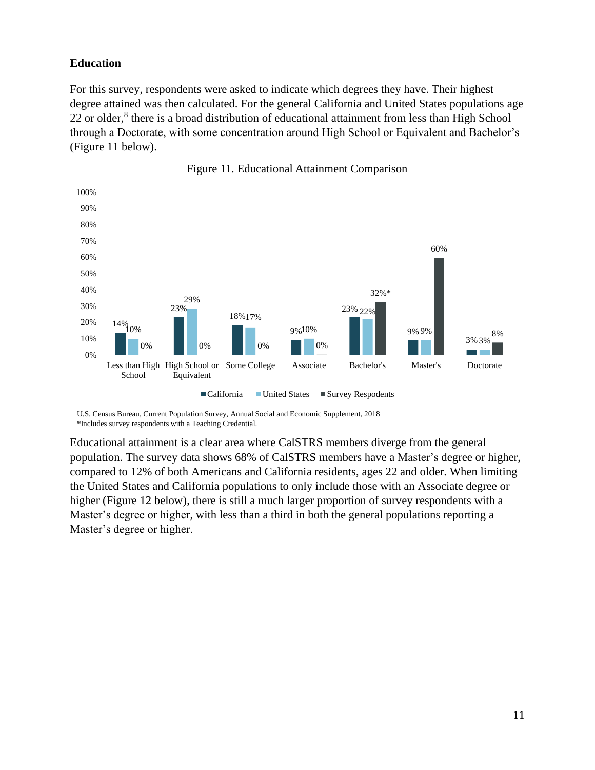## Education

For this survey, respondents were asked to indicate which degrees they have. Their highest degree attained was then calculated. For the general California and United States populations age 22 or older,[8] there is a broad distribution of educational attainment from less than High School through a Doctorate, with some concentration around High School or Equivalent and Bachelor's (Figure 11 below).

Figure 11. Educational Attainment Comparison

| | California | United States | Survey Respondents |
|---|---|---|---|
| Less than High School | 14% | 10% | 0% |
| High School or Equivalent | 23% | 29% | 0% |
| Some College | 18% | 17% | 0% |
| Associate | 9% | 10% | 0% |
| Bachelor's | 23% | 22% | 32%* |
| Master's | 9% | 9% | 60% |
| Doctorate | 3% | 3% | 8% |

U.S. Census Bureau, Current Population Survey, Annual Social and Economic Supplement, 2018
*Includes survey respondents with a Teaching Credential.

Educational attainment is a clear area where CalSTRS members diverge from the general population. The survey data shows 68% of CalSTRS members have a Master's degree or higher, compared to 12% of both Americans and California residents, ages 22 and older. When limiting the United States and California populations to only include those with an Associate degree or higher (Figure 12 below), there is still a much larger proportion of survey respondents with a Master's degree or higher, with less than a third in both the general populations reporting a Master's degree or higher.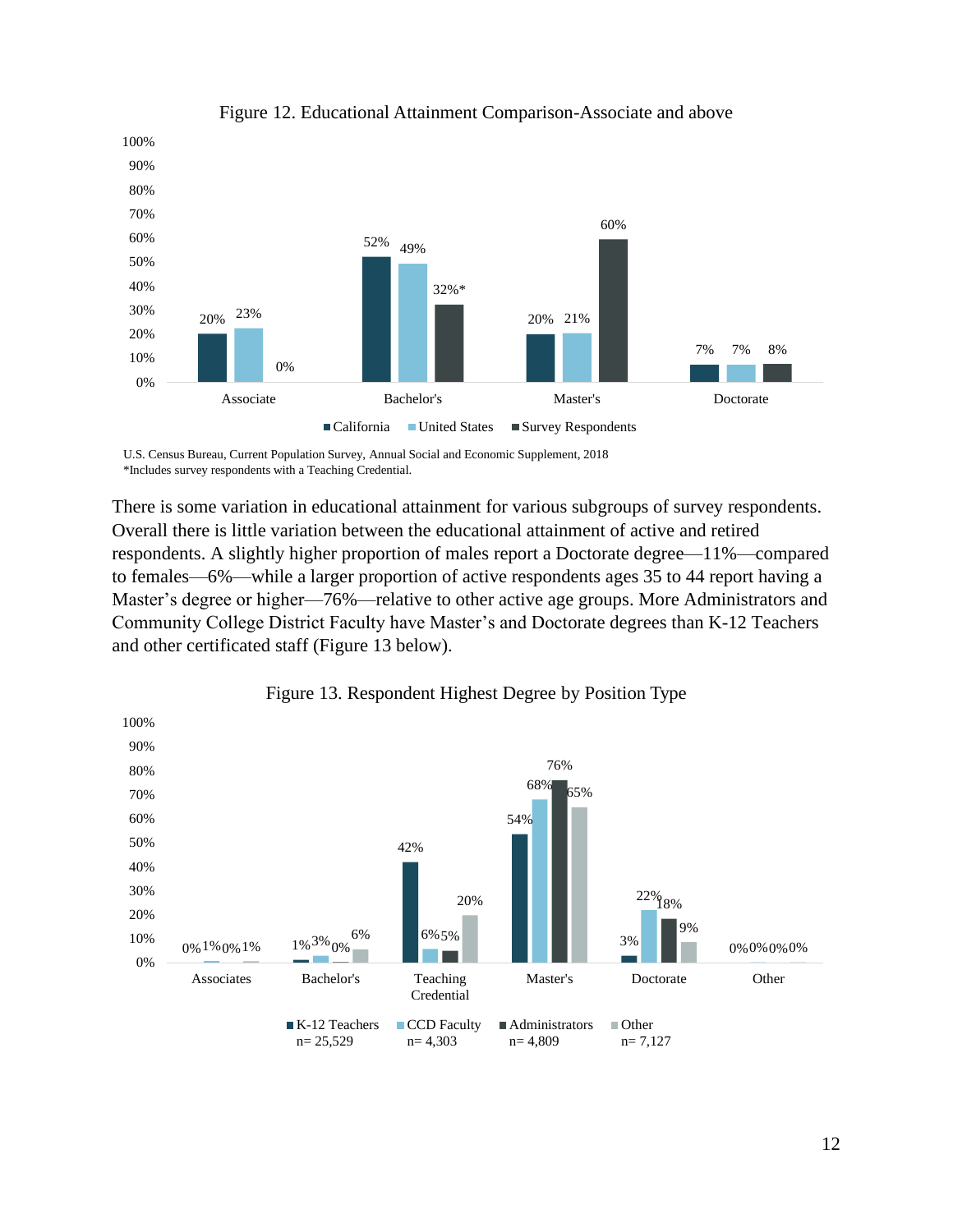Figure 12. Educational Attainment Comparison-Associate and above

| | Associate | Bachelor's | Master's | Doctorate |
|---|---|---|---|---|
| California | 20% | 52% | 20% | 7% |
| United States | 23% | 49% | 21% | 7% |
| Survey Respondents | 0% | 32%* | 60% | 8% |

U.S. Census Bureau, Current Population Survey, Annual Social and Economic Supplement, 2018
*Includes survey respondents with a Teaching Credential.

There is some variation in educational attainment for various subgroups of survey respondents. Overall there is little variation between the educational attainment of active and retired respondents. A slightly higher proportion of males report a Doctorate degree—11%—compared to females—6%—while a larger proportion of active respondents ages 35 to 44 report having a Master's degree or higher—76%—relative to other active age groups. More Administrators and Community College District Faculty have Master's and Doctorate degrees than K-12 Teachers and other certificated staff (Figure 13 below).

Figure 13. Respondent Highest Degree by Position Type

| | Associates | Bachelor's | Teaching Credential | Master's | Doctorate | Other |
|---|---|---|---|---|---|---|
| K-12 Teachers n= 25,529 | 0% | 1% | 42% | 54% | 3% | 0% |
| CCD Faculty n= 4,303 | 1% | 3% | 6% | 68% | 22% | 0% |
| Administrators n= 4,809 | 0% | 0% | 5% | 76% | 18% | 0% |
| Other n= 7,127 | 1% | 6% | 20% | 65% | 9% | 0% |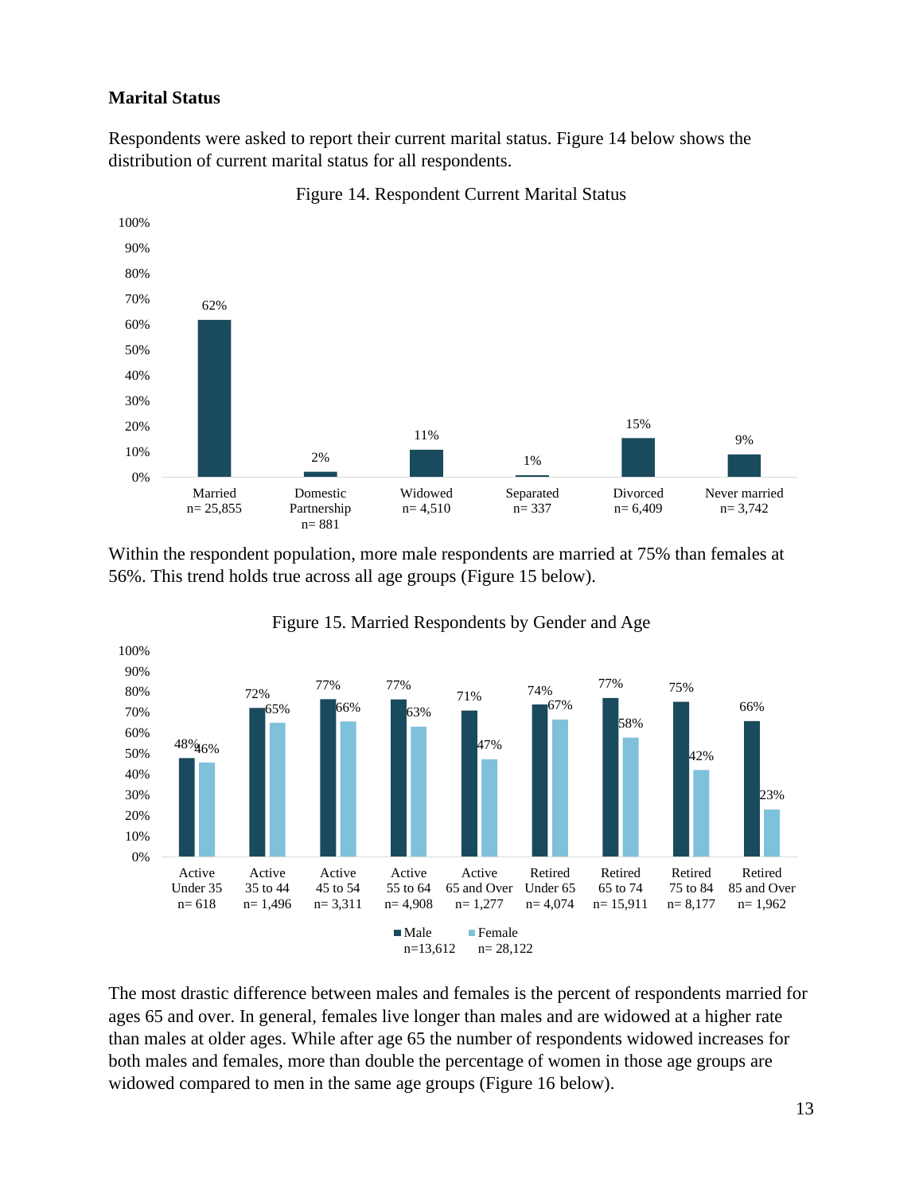### Marital Status

Respondents were asked to report their current marital status. Figure 14 below shows the distribution of current marital status for all respondents.

Figure 14. Respondent Current Marital Status

| Marital Status | Percent |
|---|---|
| Married (n= 25,855) | 62% |
| Domestic Partnership (n= 881) | 2% |
| Widowed (n= 4,510) | 11% |
| Separated (n= 337) | 1% |
| Divorced (n= 6,409) | 15% |
| Never married (n= 3,742) | 9% |

Within the respondent population, more male respondents are married at 75% than females at 56%. This trend holds true across all age groups (Figure 15 below).

Figure 15. Married Respondents by Gender and Age

| Group | Male (n=13,612) | Female (n= 28,122) |
|---|---|---|
| Active Under 35 (n= 618) | 48% | 46% |
| Active 35 to 44 (n= 1,496) | 72% | 65% |
| Active 45 to 54 (n= 3,311) | 77% | 66% |
| Active 55 to 64 (n= 4,908) | 77% | 63% |
| Active 65 and Over (n= 1,277) | 71% | 47% |
| Retired Under 65 (n= 4,074) | 74% | 67% |
| Retired 65 to 74 (n= 15,911) | 77% | 58% |
| Retired 75 to 84 (n= 8,177) | 75% | 42% |
| Retired 85 and Over (n= 1,962) | 66% | 23% |

The most drastic difference between males and females is the percent of respondents married for ages 65 and over. In general, females live longer than males and are widowed at a higher rate than males at older ages. While after age 65 the number of respondents widowed increases for both males and females, more than double the percentage of women in those age groups are widowed compared to men in the same age groups (Figure 16 below).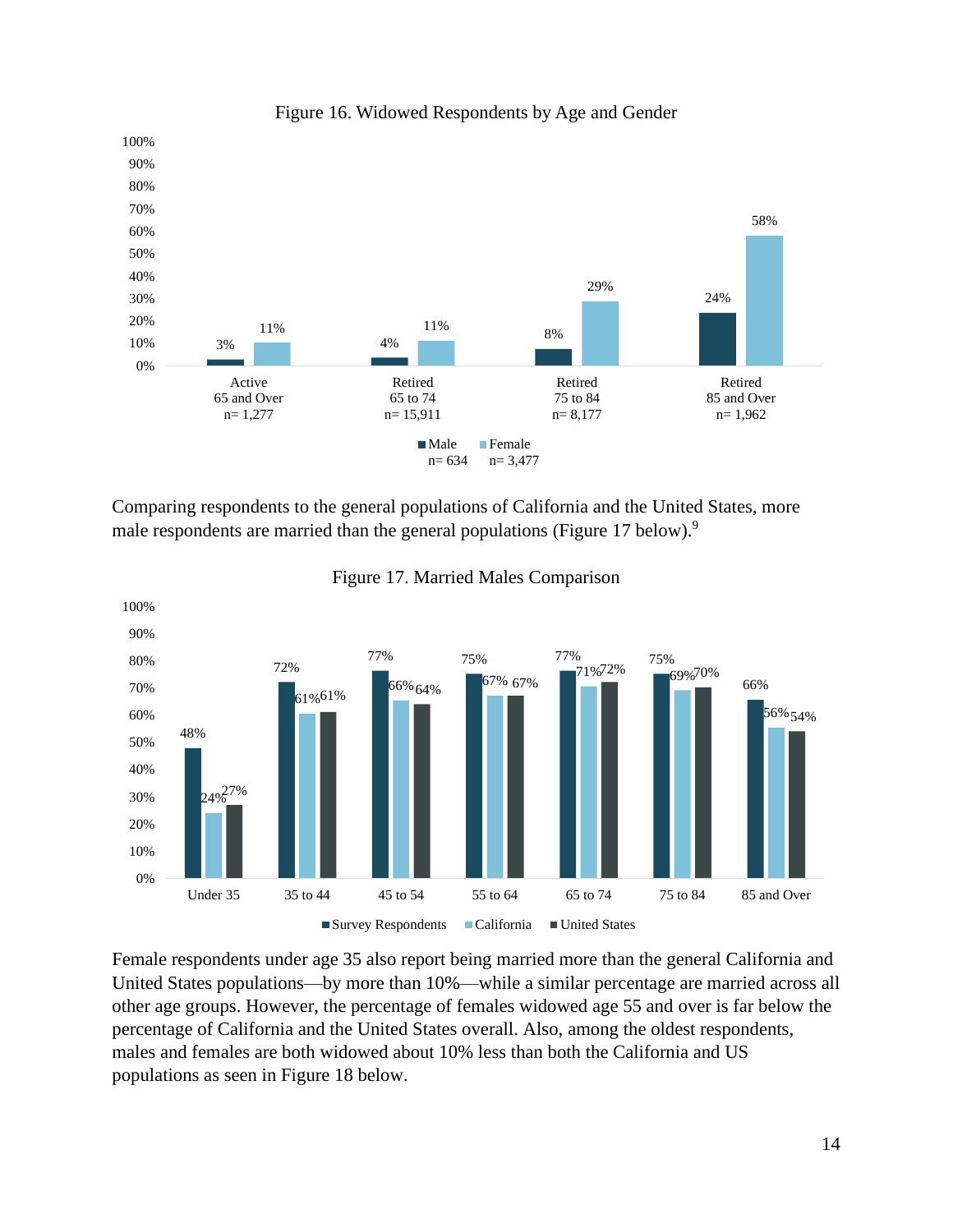Figure 16. Widowed Respondents by Age and Gender

| | Active 65 and Over n= 1,277 | Retired 65 to 74 n= 15,911 | Retired 75 to 84 n= 8,177 | Retired 85 and Over n= 1,962 |
|---|---|---|---|---|
| Male n= 634 | 3% | 4% | 8% | 24% |
| Female n= 3,477 | 11% | 11% | 29% | 58% |

Comparing respondents to the general populations of California and the United States, more male respondents are married than the general populations (Figure 17 below).[9]

Figure 17. Married Males Comparison

| | Under 35 | 35 to 44 | 45 to 54 | 55 to 64 | 65 to 74 | 75 to 84 | 85 and Over |
|---|---|---|---|---|---|---|---|
| Survey Respondents | 48% | 72% | 77% | 75% | 77% | 75% | 66% |
| California | 24% | 61% | 66% | 67% | 71% | 69% | 56% |
| United States | 27% | 61% | 64% | 67% | 72% | 70% | 54% |

Female respondents under age 35 also report being married more than the general California and United States populations—by more than 10%—while a similar percentage are married across all other age groups. However, the percentage of females widowed age 55 and over is far below the percentage of California and the United States overall. Also, among the oldest respondents, males and females are both widowed about 10% less than both the California and US populations as seen in Figure 18 below.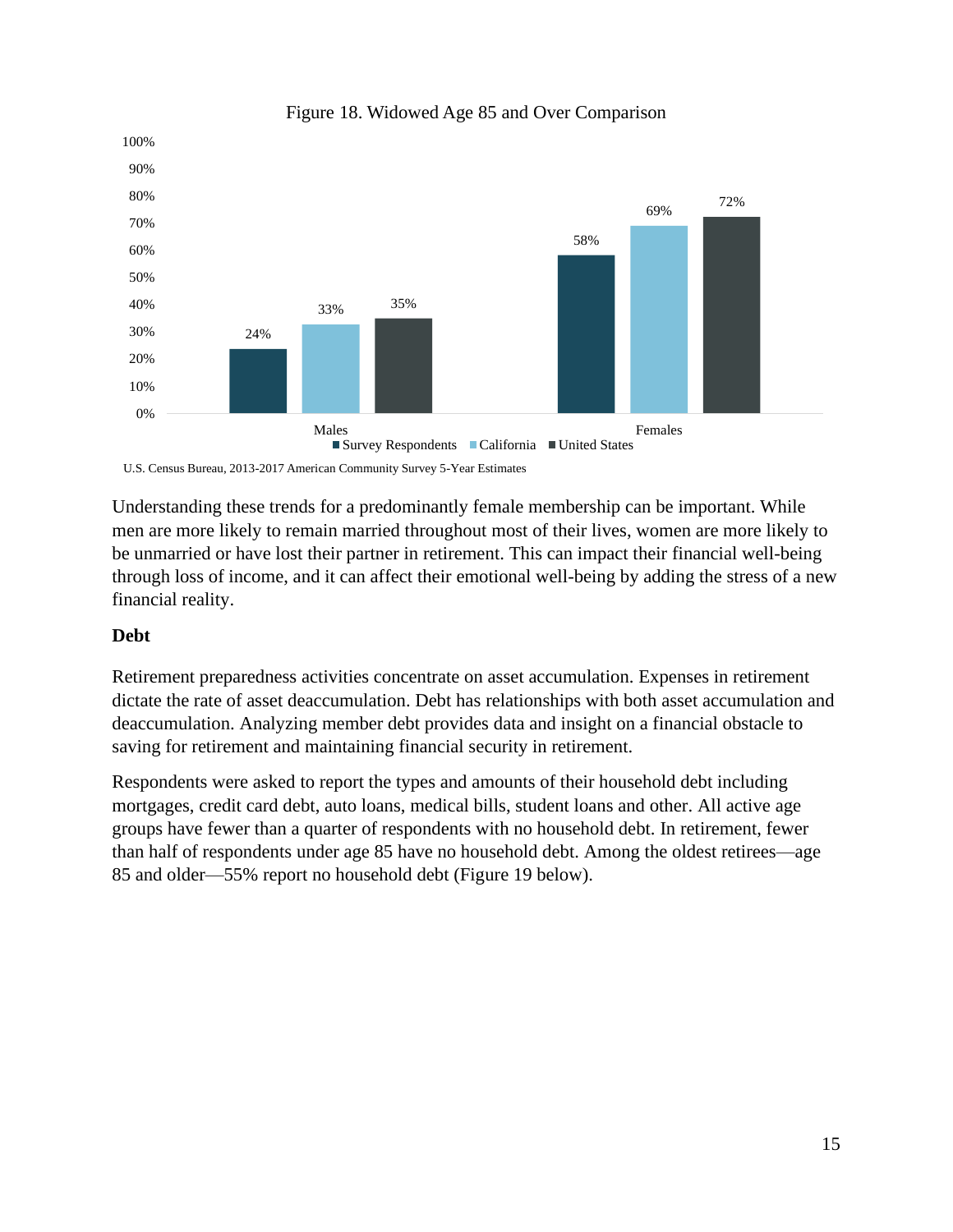Figure 18. Widowed Age 85 and Over Comparison

| | Survey Respondents | California | United States |
|---|---|---|---|
| Males | 24% | 33% | 35% |
| Females | 58% | 69% | 72% |

U.S. Census Bureau, 2013-2017 American Community Survey 5-Year Estimates

Understanding these trends for a predominantly female membership can be important. While men are more likely to remain married throughout most of their lives, women are more likely to be unmarried or have lost their partner in retirement. This can impact their financial well-being through loss of income, and it can affect their emotional well-being by adding the stress of a new financial reality.

**Debt**

Retirement preparedness activities concentrate on asset accumulation. Expenses in retirement dictate the rate of asset deaccumulation. Debt has relationships with both asset accumulation and deaccumulation. Analyzing member debt provides data and insight on a financial obstacle to saving for retirement and maintaining financial security in retirement.

Respondents were asked to report the types and amounts of their household debt including mortgages, credit card debt, auto loans, medical bills, student loans and other. All active age groups have fewer than a quarter of respondents with no household debt. In retirement, fewer than half of respondents under age 85 have no household debt. Among the oldest retirees—age 85 and older—55% report no household debt (Figure 19 below).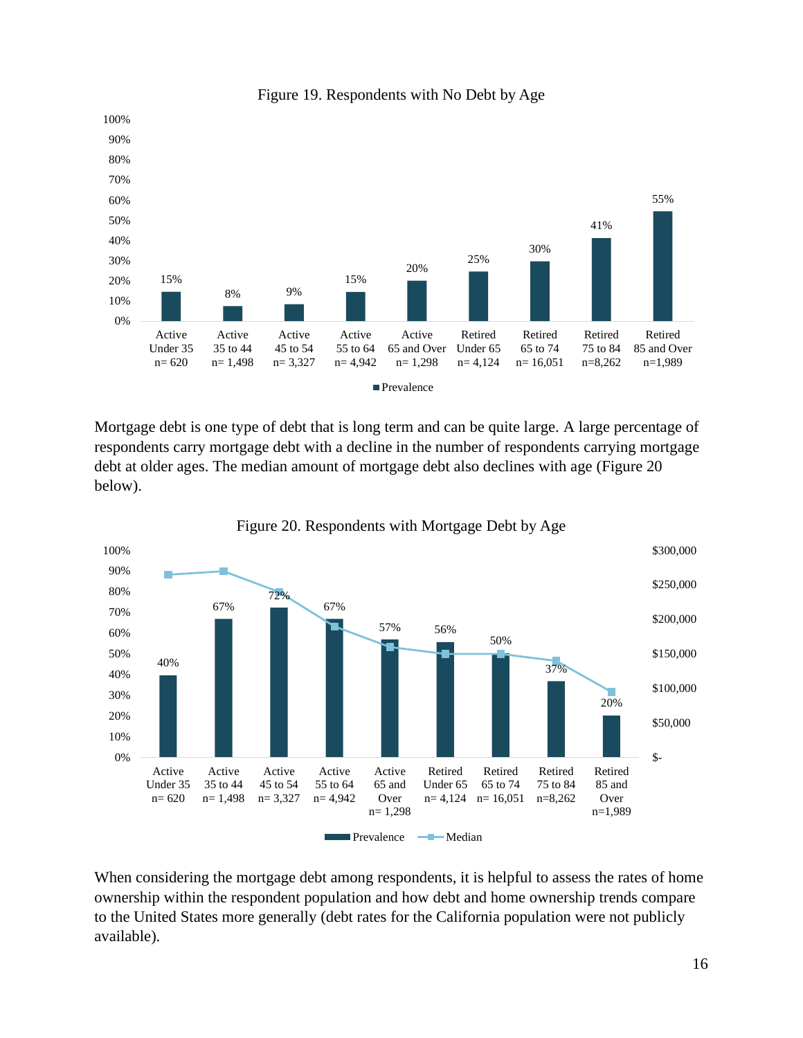Figure 19. Respondents with No Debt by Age

| | Active Under 35 n= 620 | Active 35 to 44 n= 1,498 | Active 45 to 54 n= 3,327 | Active 55 to 64 n= 4,942 | Active 65 and Over n= 1,298 | Retired Under 65 n= 4,124 | Retired 65 to 74 n= 16,051 | Retired 75 to 84 n=8,262 | Retired 85 and Over n=1,989 |
|---|---|---|---|---|---|---|---|---|---|
| Prevalence | 15% | 8% | 9% | 15% | 20% | 25% | 30% | 41% | 55% |

Mortgage debt is one type of debt that is long term and can be quite large. A large percentage of respondents carry mortgage debt with a decline in the number of respondents carrying mortgage debt at older ages. The median amount of mortgage debt also declines with age (Figure 20 below).

Figure 20. Respondents with Mortgage Debt by Age

| | Active Under 35 n= 620 | Active 35 to 44 n= 1,498 | Active 45 to 54 n= 3,327 | Active 55 to 64 n= 4,942 | Active 65 and Over n= 1,298 | Retired Under 65 n= 4,124 | Retired 65 to 74 n= 16,051 | Retired 75 to 84 n=8,262 | Retired 85 and Over n=1,989 |
|---|---|---|---|---|---|---|---|---|---|
| Prevalence | 40% | 67% | 72% | 67% | 57% | 56% | 50% | 37% | 20% |

When considering the mortgage debt among respondents, it is helpful to assess the rates of home ownership within the respondent population and how debt and home ownership trends compare to the United States more generally (debt rates for the California population were not publicly available).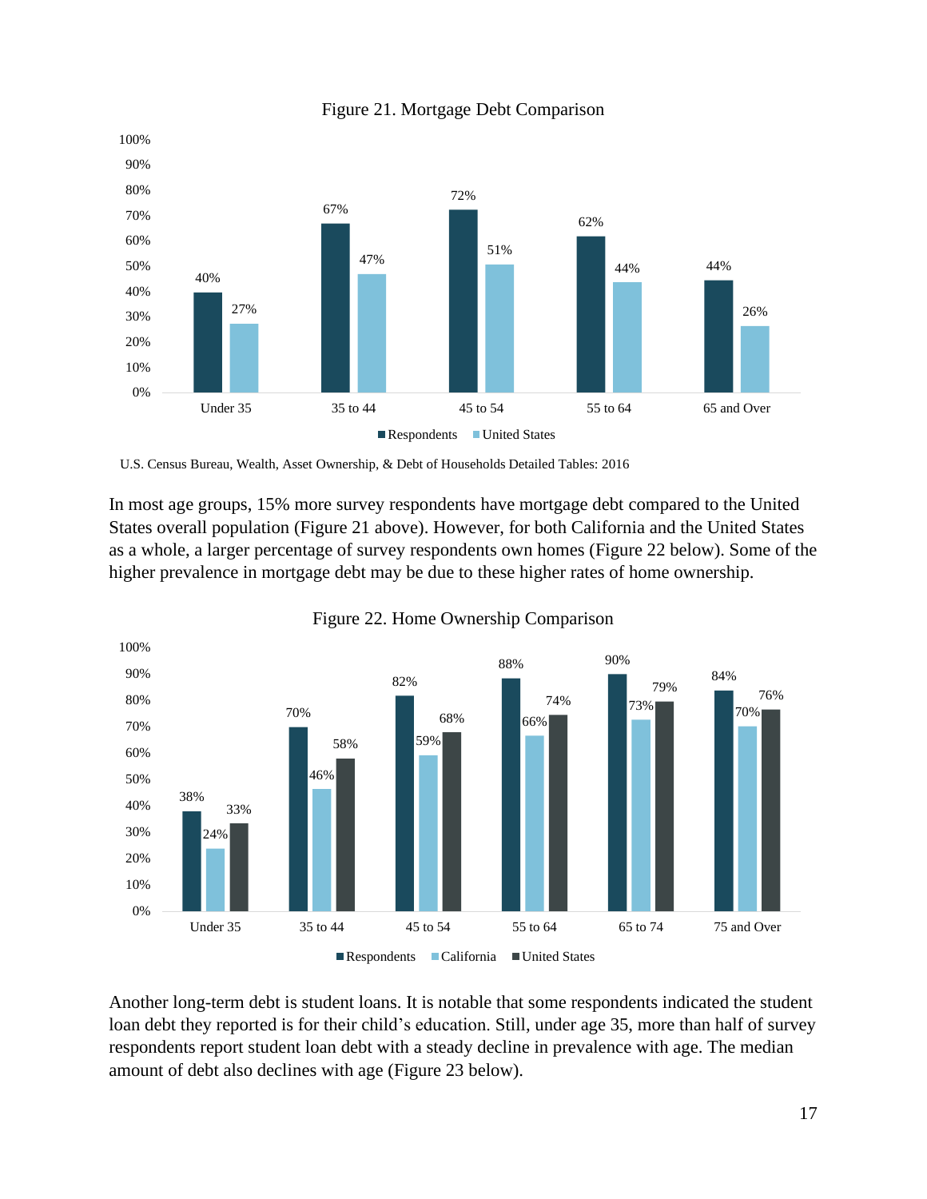Figure 21. Mortgage Debt Comparison

| | Under 35 | 35 to 44 | 45 to 54 | 55 to 64 | 65 and Over |
|---|---|---|---|---|---|
| Respondents | 40% | 67% | 72% | 62% | 44% |
| United States | 27% | 47% | 51% | 44% | 26% |

U.S. Census Bureau, Wealth, Asset Ownership, & Debt of Households Detailed Tables: 2016

In most age groups, 15% more survey respondents have mortgage debt compared to the United States overall population (Figure 21 above). However, for both California and the United States as a whole, a larger percentage of survey respondents own homes (Figure 22 below). Some of the higher prevalence in mortgage debt may be due to these higher rates of home ownership.

Figure 22. Home Ownership Comparison

| | Under 35 | 35 to 44 | 45 to 54 | 55 to 64 | 65 to 74 | 75 and Over |
|---|---|---|---|---|---|---|
| Respondents | 38% | 70% | 82% | 88% | 90% | 84% |
| California | 24% | 46% | 59% | 66% | 73% | 70% |
| United States | 33% | 58% | 68% | 74% | 79% | 76% |

Another long-term debt is student loans. It is notable that some respondents indicated the student loan debt they reported is for their child's education. Still, under age 35, more than half of survey respondents report student loan debt with a steady decline in prevalence with age. The median amount of debt also declines with age (Figure 23 below).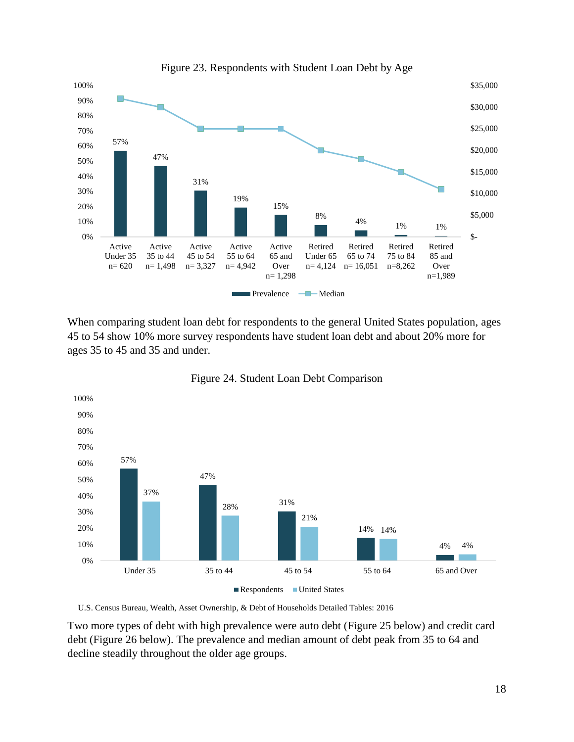Figure 23. Respondents with Student Loan Debt by Age

| Group | Prevalence |
| --- | --- |
| Active Under 35 n= 620 | 57% |
| Active 35 to 44 n= 1,498 | 47% |
| Active 45 to 54 n= 3,327 | 31% |
| Active 55 to 64 n= 4,942 | 19% |
| Active 65 and Over n= 1,298 | 15% |
| Retired Under 65 n= 4,124 | 8% |
| Retired 65 to 74 n= 16,051 | 4% |
| Retired 75 to 84 n=8,262 | 1% |
| Retired 85 and Over n=1,989 | 1% |

When comparing student loan debt for respondents to the general United States population, ages 45 to 54 show 10% more survey respondents have student loan debt and about 20% more for ages 35 to 45 and 35 and under.

Figure 24. Student Loan Debt Comparison

| Age | Respondents | United States |
| --- | --- | --- |
| Under 35 | 57% | 37% |
| 35 to 44 | 47% | 28% |
| 45 to 54 | 31% | 21% |
| 55 to 64 | 14% | 14% |
| 65 and Over | 4% | 4% |

U.S. Census Bureau, Wealth, Asset Ownership, & Debt of Households Detailed Tables: 2016

Two more types of debt with high prevalence were auto debt (Figure 25 below) and credit card debt (Figure 26 below). The prevalence and median amount of debt peak from 35 to 64 and decline steadily throughout the older age groups.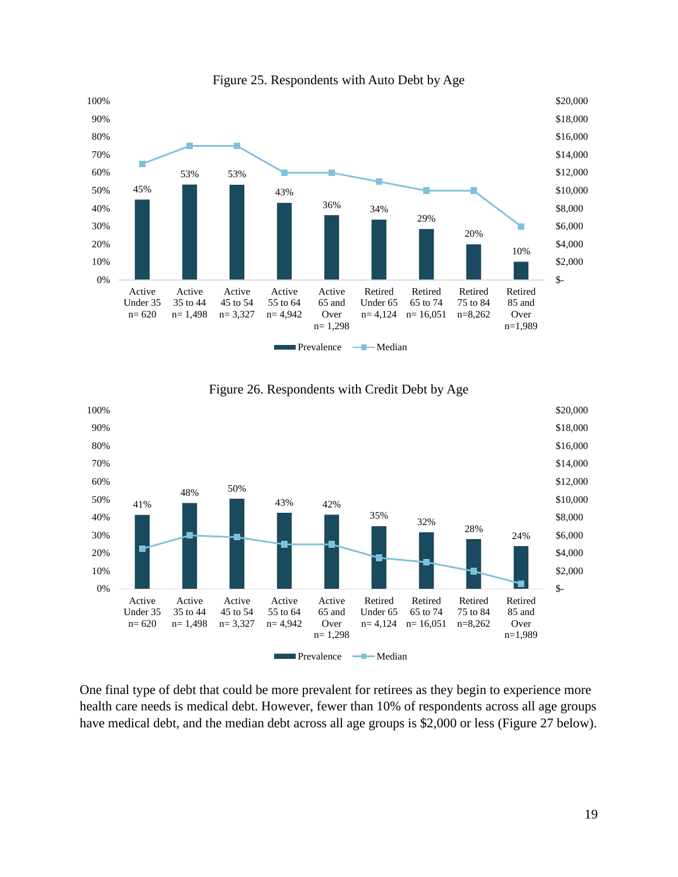Figure 25. Respondents with Auto Debt by Age

| Group | Prevalence | Median |
|---|---|---|
| Active Under 35 n= 620 | 45% | ~$13,000 |
| Active 35 to 44 n= 1,498 | 53% | ~$15,000 |
| Active 45 to 54 n= 3,327 | 53% | ~$15,000 |
| Active 55 to 64 n= 4,942 | 43% | ~$12,000 |
| Active 65 and Over n= 1,298 | 36% | ~$12,000 |
| Retired Under 65 n= 4,124 | 34% | ~$11,000 |
| Retired 65 to 74 n= 16,051 | 29% | ~$10,000 |
| Retired 75 to 84 n=8,262 | 20% | ~$10,000 |
| Retired 85 and Over n=1,989 | 10% | ~$6,000 |

Figure 26. Respondents with Credit Debt by Age

| Group | Prevalence | Median |
|---|---|---|
| Active Under 35 n= 620 | 41% | ~$4,500 |
| Active 35 to 44 n= 1,498 | 48% | ~$6,000 |
| Active 45 to 54 n= 3,327 | 50% | ~$5,800 |
| Active 55 to 64 n= 4,942 | 43% | ~$5,000 |
| Active 65 and Over n= 1,298 | 42% | ~$5,000 |
| Retired Under 65 n= 4,124 | 35% | ~$3,500 |
| Retired 65 to 74 n= 16,051 | 32% | ~$3,000 |
| Retired 75 to 84 n=8,262 | 28% | ~$2,000 |
| Retired 85 and Over n=1,989 | 24% | ~$600 |

One final type of debt that could be more prevalent for retirees as they begin to experience more health care needs is medical debt. However, fewer than 10% of respondents across all age groups have medical debt, and the median debt across all age groups is $2,000 or less (Figure 27 below).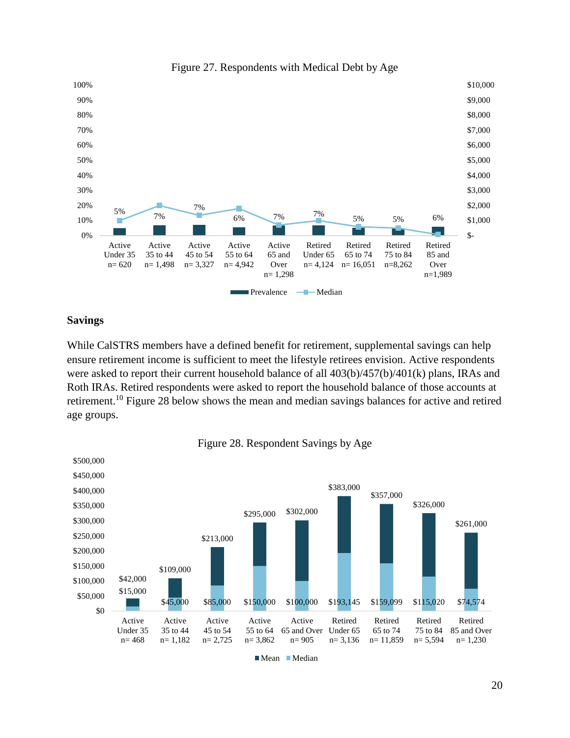Figure 27. Respondents with Medical Debt by Age

| Group | n | Prevalence |
|---|---|---|
| Active Under 35 | 620 | 5% |
| Active 35 to 44 | 1,498 | 7% |
| Active 45 to 54 | 3,327 | 7% |
| Active 55 to 64 | 4,942 | 6% |
| Active 65 and Over | 1,298 | 7% |
| Retired Under 65 | 4,124 | 7% |
| Retired 65 to 74 | 16,051 | 5% |
| Retired 75 to 84 | 8,262 | 5% |
| Retired 85 and Over | 1,989 | 6% |

## Savings

While CalSTRS members have a defined benefit for retirement, supplemental savings can help ensure retirement income is sufficient to meet the lifestyle retirees envision. Active respondents were asked to report their current household balance of all 403(b)/457(b)/401(k) plans, IRAs and Roth IRAs. Retired respondents were asked to report the household balance of those accounts at retirement.[10] Figure 28 below shows the mean and median savings balances for active and retired age groups.

Figure 28. Respondent Savings by Age

| Group | n | Mean | Median |
|---|---|---|---|
| Active Under 35 | 468 | $42,000 | $15,000 |
| Active 35 to 44 | 1,182 | $109,000 | $45,000 |
| Active 45 to 54 | 2,725 | $213,000 | $85,000 |
| Active 55 to 64 | 3,862 | $295,000 | $150,000 |
| Active 65 and Over | 905 | $302,000 | $100,000 |
| Retired Under 65 | 3,136 | $383,000 | $193,145 |
| Retired 65 to 74 | 11,859 | $357,000 | $159,099 |
| Retired 75 to 84 | 5,594 | $326,000 | $115,020 |
| Retired 85 and Over | 1,230 | $261,000 | $74,574 |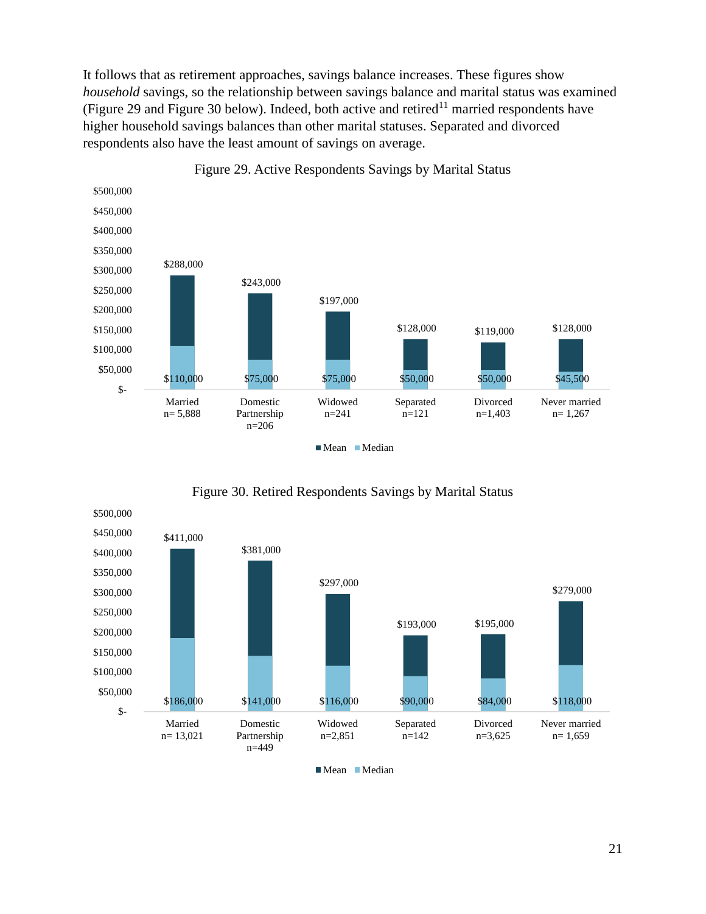It follows that as retirement approaches, savings balance increases. These figures show *household* savings, so the relationship between savings balance and marital status was examined (Figure 29 and Figure 30 below). Indeed, both active and retired[11] married respondents have higher household savings balances than other marital statuses. Separated and divorced respondents also have the least amount of savings on average.

Figure 29. Active Respondents Savings by Marital Status

| | Married n= 5,888 | Domestic Partnership n=206 | Widowed n=241 | Separated n=121 | Divorced n=1,403 | Never married n= 1,267 |
|---|---|---|---|---|---|---|
| Mean | $288,000 | $243,000 | $197,000 | $128,000 | $119,000 | $128,000 |
| Median | $110,000 | $75,000 | $75,000 | $50,000 | $50,000 | $45,500 |

Figure 30. Retired Respondents Savings by Marital Status

| | Married n= 13,021 | Domestic Partnership n=449 | Widowed n=2,851 | Separated n=142 | Divorced n=3,625 | Never married n= 1,659 |
|---|---|---|---|---|---|---|
| Mean | $411,000 | $381,000 | $297,000 | $193,000 | $195,000 | $279,000 |
| Median | $186,000 | $141,000 | $116,000 | $90,000 | $84,000 | $118,000 |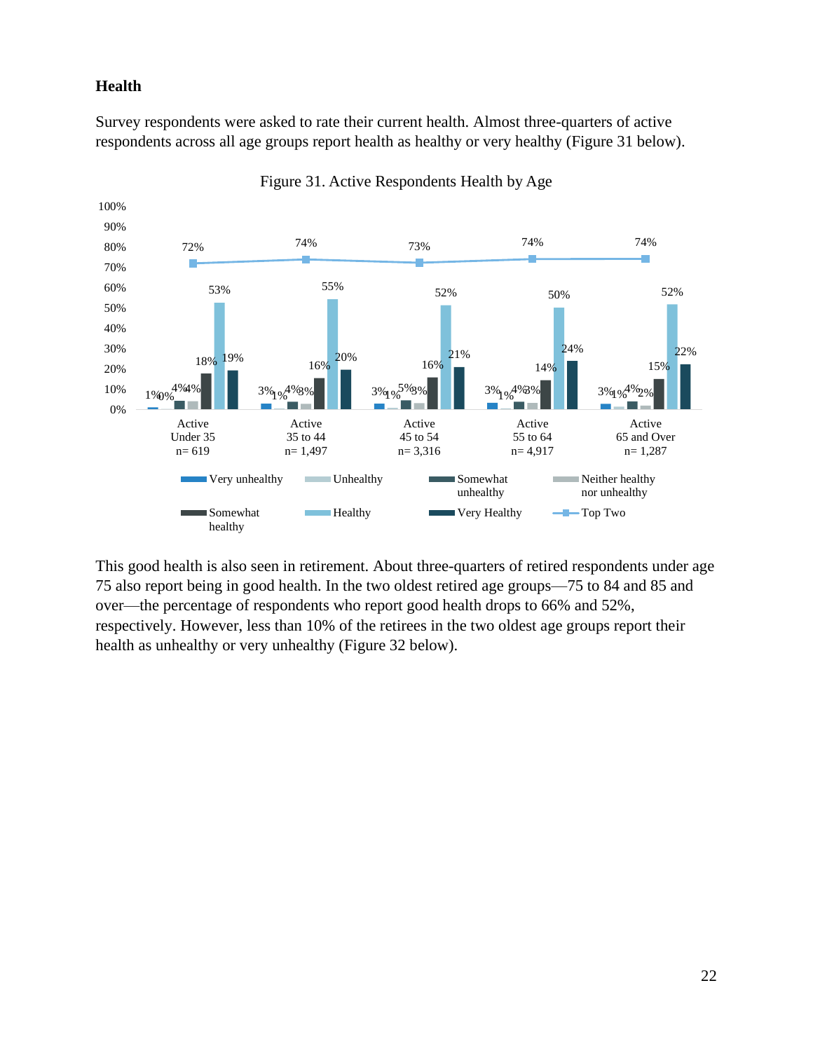### Health

Survey respondents were asked to rate their current health. Almost three-quarters of active respondents across all age groups report health as healthy or very healthy (Figure 31 below).

Figure 31. Active Respondents Health by Age

| | Active Under 35 n= 619 | Active 35 to 44 n= 1,497 | Active 45 to 54 n= 3,316 | Active 55 to 64 n= 4,917 | Active 65 and Over n= 1,287 |
|---|---|---|---|---|---|
| Very unhealthy | 1% | 3% | 3% | 3% | 3% |
| Unhealthy | 0% | 1% | 1% | 1% | 1% |
| Somewhat unhealthy | 4% | 4% | 5% | 4% | 4% |
| Neither healthy nor unhealthy | 4% | 3% | 3% | 3% | 2% |
| Somewhat healthy | 18% | 16% | 16% | 14% | 15% |
| Healthy | 53% | 55% | 52% | 50% | 52% |
| Very Healthy | 19% | 20% | 21% | 24% | 22% |
| Top Two | 72% | 74% | 73% | 74% | 74% |

This good health is also seen in retirement. About three-quarters of retired respondents under age 75 also report being in good health. In the two oldest retired age groups—75 to 84 and 85 and over—the percentage of respondents who report good health drops to 66% and 52%, respectively. However, less than 10% of the retirees in the two oldest age groups report their health as unhealthy or very unhealthy (Figure 32 below).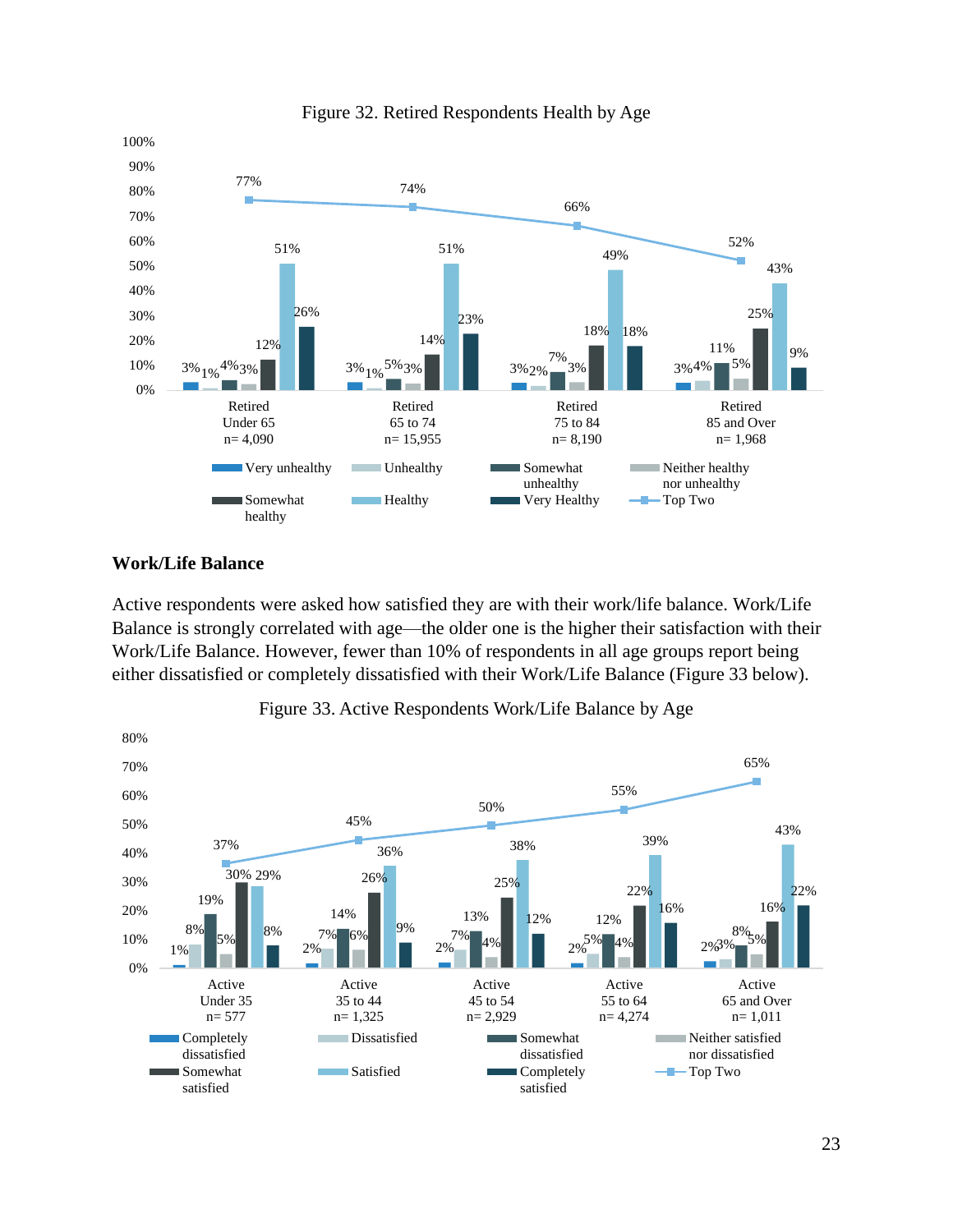Figure 32. Retired Respondents Health by Age

| | Retired Under 65 n= 4,090 | Retired 65 to 74 n= 15,955 | Retired 75 to 84 n= 8,190 | Retired 85 and Over n= 1,968 |
|---|---|---|---|---|
| Very unhealthy | 3% | 3% | 3% | 3% |
| Unhealthy | 1% | 1% | 2% | 4% |
| Somewhat unhealthy | 4% | 5% | 7% | 11% |
| Neither healthy nor unhealthy | 3% | 3% | 3% | 5% |
| Somewhat healthy | 12% | 14% | 18% | 25% |
| Healthy | 51% | 51% | 49% | 43% |
| Very Healthy | 26% | 23% | 18% | 9% |
| Top Two | 77% | 74% | 66% | 52% |

## Work/Life Balance

Active respondents were asked how satisfied they are with their work/life balance. Work/Life Balance is strongly correlated with age—the older one is the higher their satisfaction with their Work/Life Balance. However, fewer than 10% of respondents in all age groups report being either dissatisfied or completely dissatisfied with their Work/Life Balance (Figure 33 below).

Figure 33. Active Respondents Work/Life Balance by Age

| | Active Under 35 n= 577 | Active 35 to 44 n= 1,325 | Active 45 to 54 n= 2,929 | Active 55 to 64 n= 4,274 | Active 65 and Over n= 1,011 |
|---|---|---|---|---|---|
| Completely dissatisfied | 1% | 2% | 2% | 2% | 2% |
| Dissatisfied | 8% | 7% | 7% | 5% | 3% |
| Somewhat dissatisfied | 19% | 14% | 13% | 12% | 8% |
| Neither satisfied nor dissatisfied | 5% | 6% | 4% | 4% | 5% |
| Somewhat satisfied | 30% | 26% | 25% | 22% | 16% |
| Satisfied | 29% | 36% | 38% | 39% | 43% |
| Completely satisfied | 8% | 9% | 12% | 16% | 22% |
| Top Two | 37% | 45% | 50% | 55% | 65% |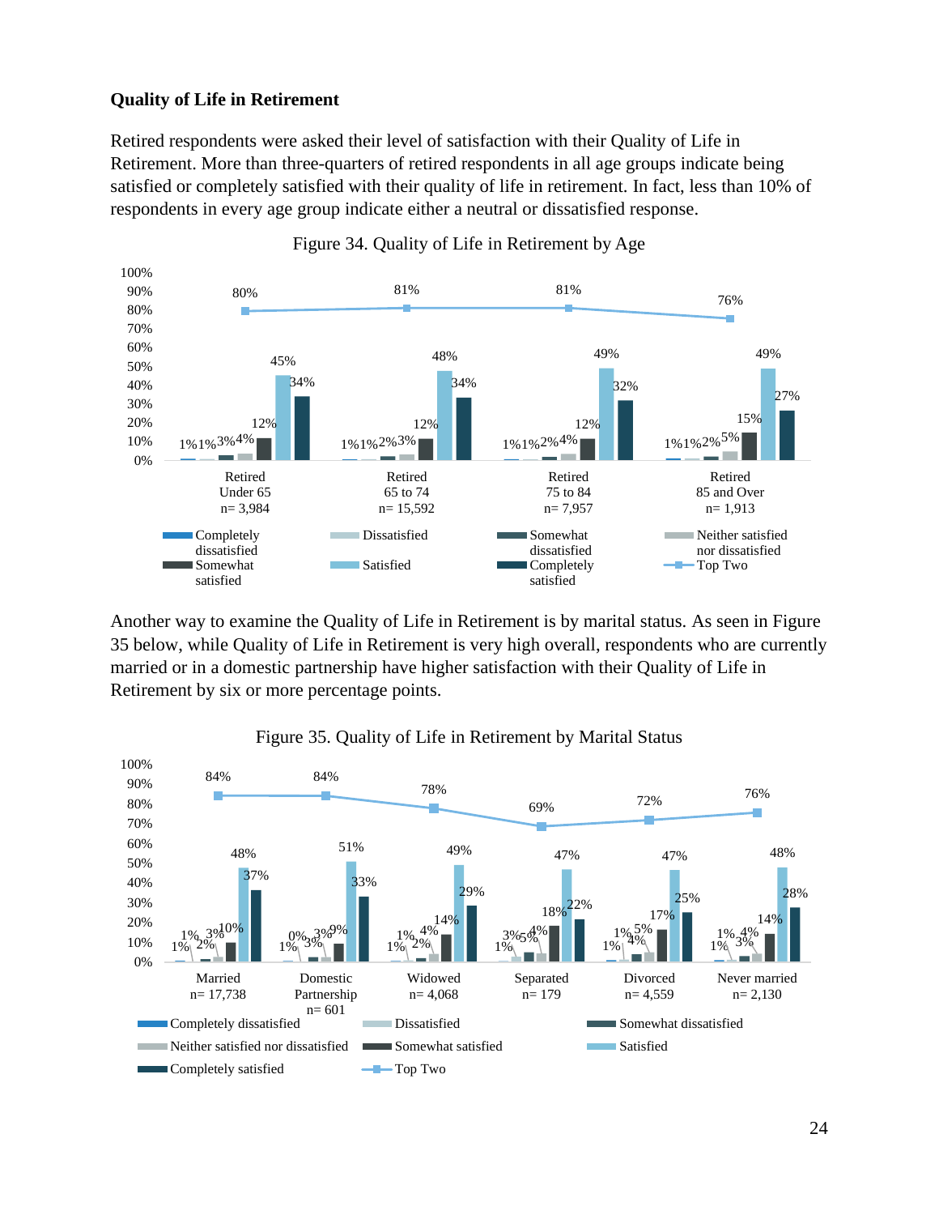**Quality of Life in Retirement**

Retired respondents were asked their level of satisfaction with their Quality of Life in Retirement. More than three-quarters of retired respondents in all age groups indicate being satisfied or completely satisfied with their quality of life in retirement. In fact, less than 10% of respondents in every age group indicate either a neutral or dissatisfied response.

Figure 34. Quality of Life in Retirement by Age

| | Retired Under 65 n= 3,984 | Retired 65 to 74 n= 15,592 | Retired 75 to 84 n= 7,957 | Retired 85 and Over n= 1,913 |
|---|---|---|---|---|
| Completely dissatisfied | 1% | 1% | 1% | 1% |
| Dissatisfied | 1% | 1% | 1% | 1% |
| Somewhat dissatisfied | 3% | 2% | 2% | 2% |
| Neither satisfied nor dissatisfied | 4% | 3% | 4% | 5% |
| Somewhat satisfied | 12% | 12% | 12% | 15% |
| Satisfied | 45% | 48% | 49% | 49% |
| Completely satisfied | 34% | 34% | 32% | 27% |
| Top Two | 80% | 81% | 81% | 76% |

Another way to examine the Quality of Life in Retirement is by marital status. As seen in Figure 35 below, while Quality of Life in Retirement is very high overall, respondents who are currently married or in a domestic partnership have higher satisfaction with their Quality of Life in Retirement by six or more percentage points.

Figure 35. Quality of Life in Retirement by Marital Status

| | Married n= 17,738 | Domestic Partnership n= 601 | Widowed n= 4,068 | Separated n= 179 | Divorced n= 4,559 | Never married n= 2,130 |
|---|---|---|---|---|---|---|
| Completely dissatisfied | 1% | 1% | 1% | 1% | 1% | 1% |
| Dissatisfied | 1% | 0% | 1% | 3% | 1% | 1% |
| Somewhat dissatisfied | 2% | 3% | 2% | 5% | 4% | 3% |
| Neither satisfied nor dissatisfied | 3% | 3% | 4% | 4% | 5% | 4% |
| Somewhat satisfied | 10% | 9% | 14% | 18% | 17% | 14% |
| Satisfied | 48% | 51% | 49% | 47% | 47% | 48% |
| Completely satisfied | 37% | 33% | 29% | 22% | 25% | 28% |
| Top Two | 84% | 84% | 78% | 69% | 72% | 76% |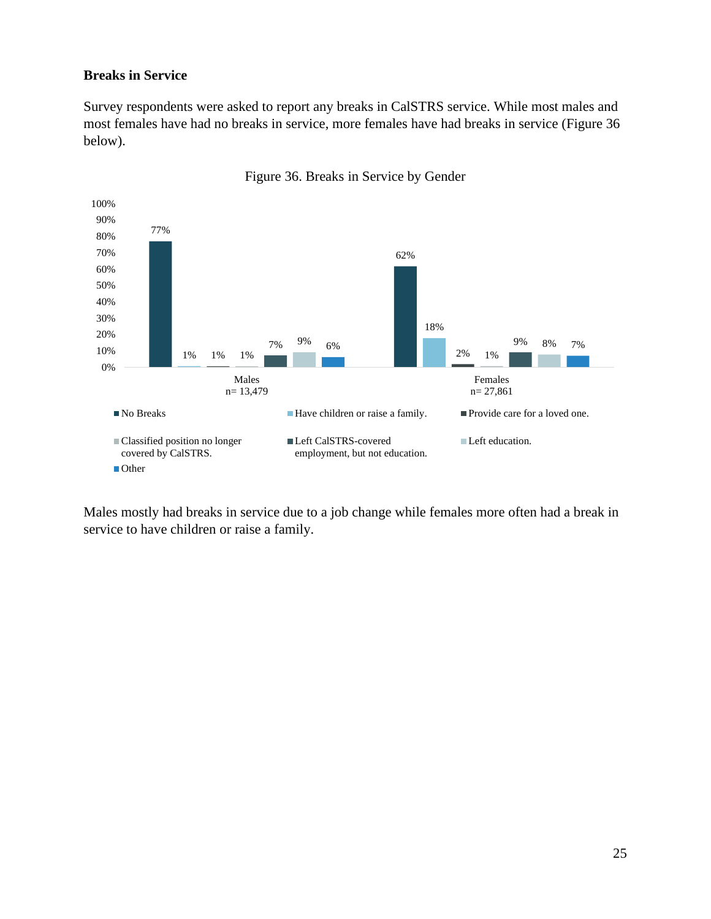### Breaks in Service

Survey respondents were asked to report any breaks in CalSTRS service. While most males and most females have had no breaks in service, more females have had breaks in service (Figure 36 below).

Figure 36. Breaks in Service by Gender

| | Males n= 13,479 | Females n= 27,861 |
|---|---|---|
| No Breaks | 77% | 62% |
| Have children or raise a family. | 1% | 18% |
| Provide care for a loved one. | 1% | 2% |
| Classified position no longer covered by CalSTRS. | 1% | 1% |
| Left CalSTRS-covered employment, but not education. | 7% | 9% |
| Left education. | 9% | 8% |
| Other | 6% | 7% |

Males mostly had breaks in service due to a job change while females more often had a break in service to have children or raise a family.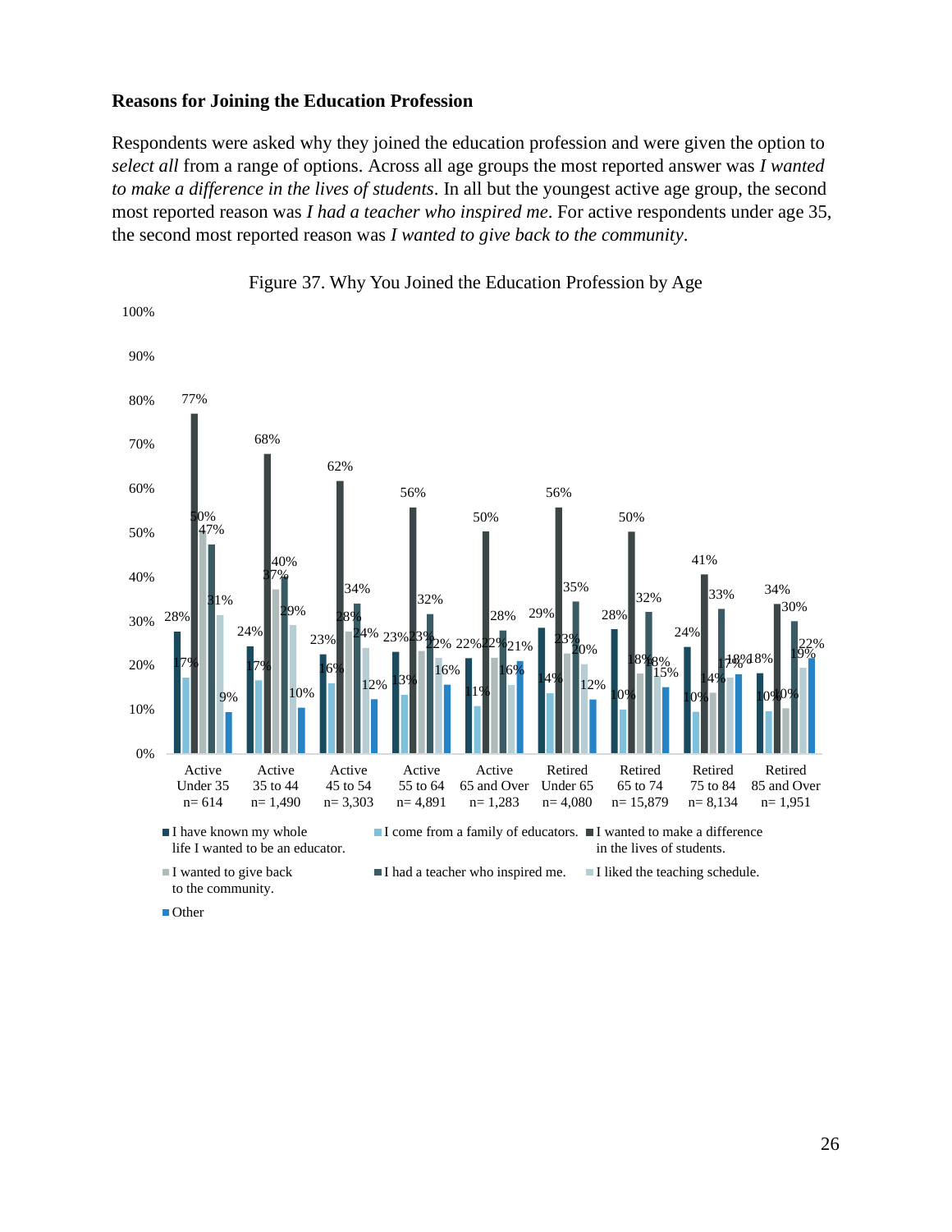### Reasons for Joining the Education Profession

Respondents were asked why they joined the education profession and were given the option to *select all* from a range of options. Across all age groups the most reported answer was *I wanted to make a difference in the lives of students*. In all but the youngest active age group, the second most reported reason was *I had a teacher who inspired me*. For active respondents under age 35, the second most reported reason was *I wanted to give back to the community*.

Figure 37. Why You Joined the Education Profession by Age

| Group | I have known my whole life I wanted to be an educator. | I come from a family of educators. | I wanted to make a difference in the lives of students. | I wanted to give back to the community. | I had a teacher who inspired me. | I liked the teaching schedule. | Other |
|---|---|---|---|---|---|---|---|
| Active Under 35 n= 614 | 28% | 17% | 77% | 50% | 47% | 31% | 9% |
| Active 35 to 44 n= 1,490 | 24% | 17% | 68% | 37% | 40% | 29% | 10% |
| Active 45 to 54 n= 3,303 | 23% | 16% | 62% | 28% | 34% | 24% | 12% |
| Active 55 to 64 n= 4,891 | 23% | 13% | 56% | 23% | 32% | 22% | 16% |
| Active 65 and Over n= 1,283 | 22% | 11% | 50% | 22% | 28% | 16% | 21% |
| Retired Under 65 n= 4,080 | 29% | 14% | 56% | 23% | 35% | 20% | 12% |
| Retired 65 to 74 n= 15,879 | 28% | 10% | 50% | 18% | 32% | 18% | 15% |
| Retired 75 to 84 n= 8,134 | 24% | 10% | 41% | 14% | 33% | 17% | 18% |
| Retired 85 and Over n= 1,951 | 18% | 10% | 34% | 10% | 30% | 19% | 22% |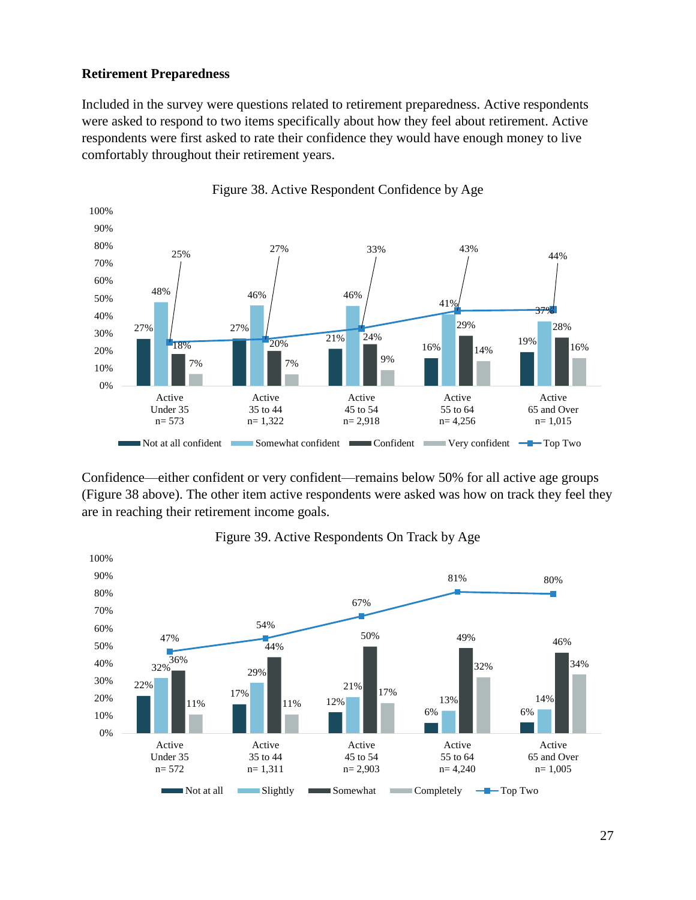### Retirement Preparedness

Included in the survey were questions related to retirement preparedness. Active respondents were asked to respond to two items specifically about how they feel about retirement. Active respondents were first asked to rate their confidence they would have enough money to live comfortably throughout their retirement years.

Figure 38. Active Respondent Confidence by Age

| | Not at all confident | Somewhat confident | Confident | Very confident | Top Two |
|---|---|---|---|---|---|
| Active Under 35 n= 573 | 27% | 48% | 18% | 7% | 25% |
| Active 35 to 44 n= 1,322 | 27% | 46% | 20% | 7% | 27% |
| Active 45 to 54 n= 2,918 | 21% | 46% | 24% | 9% | 33% |
| Active 55 to 64 n= 4,256 | 16% | 41% | 29% | 14% | 43% |
| Active 65 and Over n= 1,015 | 19% | 37% | 28% | 16% | 44% |

Confidence—either confident or very confident—remains below 50% for all active age groups (Figure 38 above). The other item active respondents were asked was how on track they feel they are in reaching their retirement income goals.

Figure 39. Active Respondents On Track by Age

| | Not at all | Slightly | Somewhat | Completely | Top Two |
|---|---|---|---|---|---|
| Active Under 35 n= 572 | 22% | 32% | 36% | 11% | 47% |
| Active 35 to 44 n= 1,311 | 17% | 29% | 44% | 11% | 54% |
| Active 45 to 54 n= 2,903 | 12% | 21% | 50% | 17% | 67% |
| Active 55 to 64 n= 4,240 | 6% | 13% | 49% | 32% | 81% |
| Active 65 and Over n= 1,005 | 6% | 14% | 46% | 34% | 80% |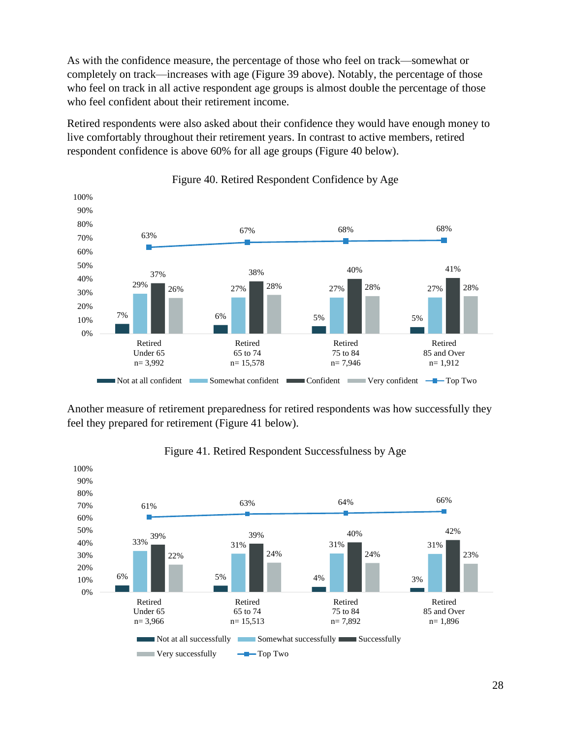As with the confidence measure, the percentage of those who feel on track—somewhat or completely on track—increases with age (Figure 39 above). Notably, the percentage of those who feel on track in all active respondent age groups is almost double the percentage of those who feel confident about their retirement income.

Retired respondents were also asked about their confidence they would have enough money to live comfortably throughout their retirement years. In contrast to active members, retired respondent confidence is above 60% for all age groups (Figure 40 below).

Figure 40. Retired Respondent Confidence by Age

| | Retired Under 65 n= 3,992 | Retired 65 to 74 n= 15,578 | Retired 75 to 84 n= 7,946 | Retired 85 and Over n= 1,912 |
|---|---|---|---|---|
| Not at all confident | 7% | 6% | 5% | 5% |
| Somewhat confident | 29% | 27% | 27% | 27% |
| Confident | 37% | 38% | 40% | 41% |
| Very confident | 26% | 28% | 28% | 28% |
| Top Two | 63% | 67% | 68% | 68% |

Another measure of retirement preparedness for retired respondents was how successfully they feel they prepared for retirement (Figure 41 below).

Figure 41. Retired Respondent Successfulness by Age

| | Retired Under 65 n= 3,966 | Retired 65 to 74 n= 15,513 | Retired 75 to 84 n= 7,892 | Retired 85 and Over n= 1,896 |
|---|---|---|---|---|
| Not at all successfully | 6% | 5% | 4% | 3% |
| Somewhat successfully | 33% | 31% | 31% | 31% |
| Successfully | 39% | 39% | 40% | 42% |
| Very successfully | 22% | 24% | 24% | 23% |
| Top Two | 61% | 63% | 64% | 66% |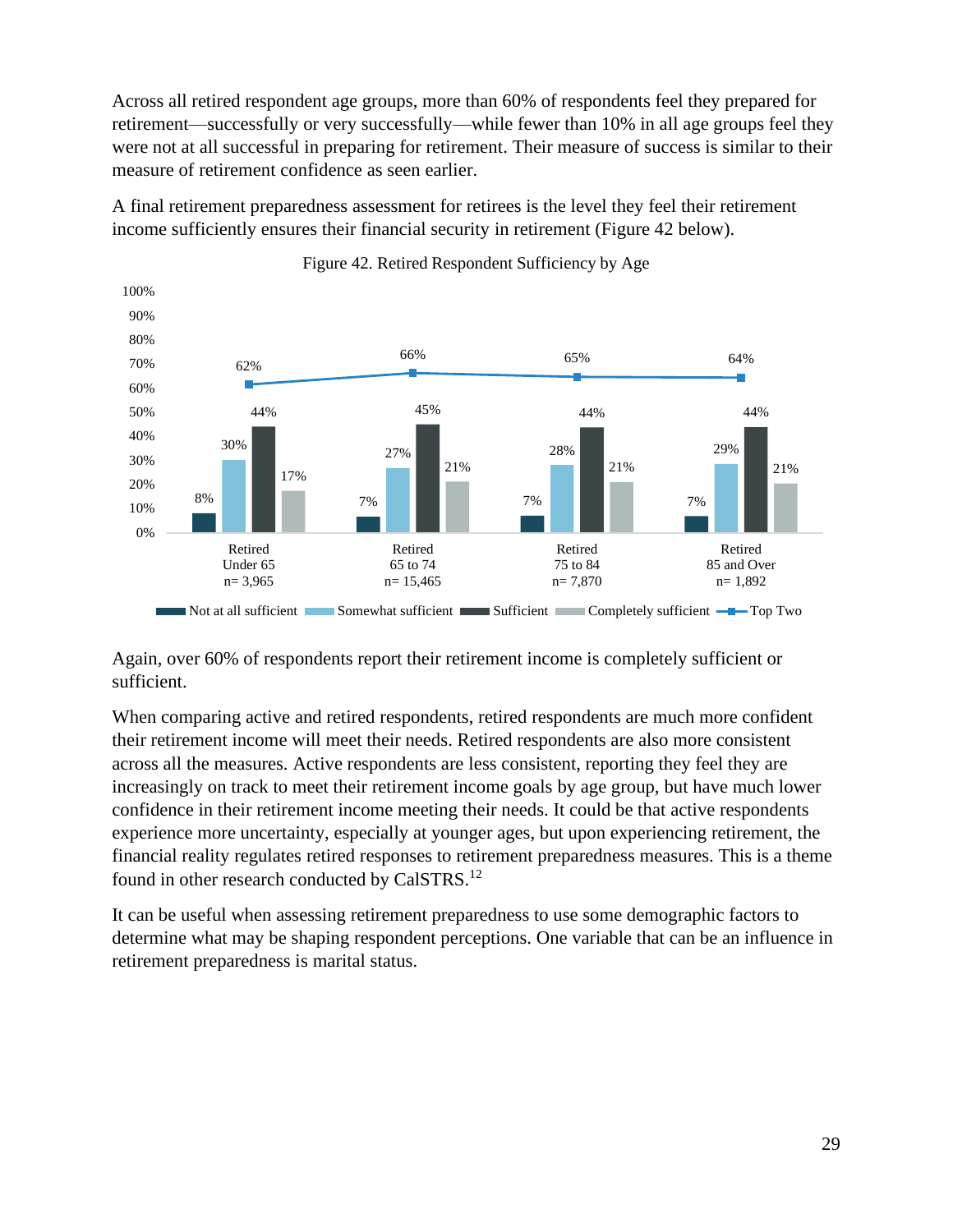Across all retired respondent age groups, more than 60% of respondents feel they prepared for retirement—successfully or very successfully—while fewer than 10% in all age groups feel they were not at all successful in preparing for retirement. Their measure of success is similar to their measure of retirement confidence as seen earlier.

A final retirement preparedness assessment for retirees is the level they feel their retirement income sufficiently ensures their financial security in retirement (Figure 42 below).

Figure 42. Retired Respondent Sufficiency by Age

| | Retired Under 65 n= 3,965 | Retired 65 to 74 n= 15,465 | Retired 75 to 84 n= 7,870 | Retired 85 and Over n= 1,892 |
|---|---|---|---|---|
| Not at all sufficient | 8% | 7% | 7% | 7% |
| Somewhat sufficient | 30% | 27% | 28% | 29% |
| Sufficient | 44% | 45% | 44% | 44% |
| Completely sufficient | 17% | 21% | 21% | 21% |
| Top Two | 62% | 66% | 65% | 64% |

Again, over 60% of respondents report their retirement income is completely sufficient or sufficient.

When comparing active and retired respondents, retired respondents are much more confident their retirement income will meet their needs. Retired respondents are also more consistent across all the measures. Active respondents are less consistent, reporting they feel they are increasingly on track to meet their retirement income goals by age group, but have much lower confidence in their retirement income meeting their needs. It could be that active respondents experience more uncertainty, especially at younger ages, but upon experiencing retirement, the financial reality regulates retired responses to retirement preparedness measures. This is a theme found in other research conducted by CalSTRS.[12]

It can be useful when assessing retirement preparedness to use some demographic factors to determine what may be shaping respondent perceptions. One variable that can be an influence in retirement preparedness is marital status.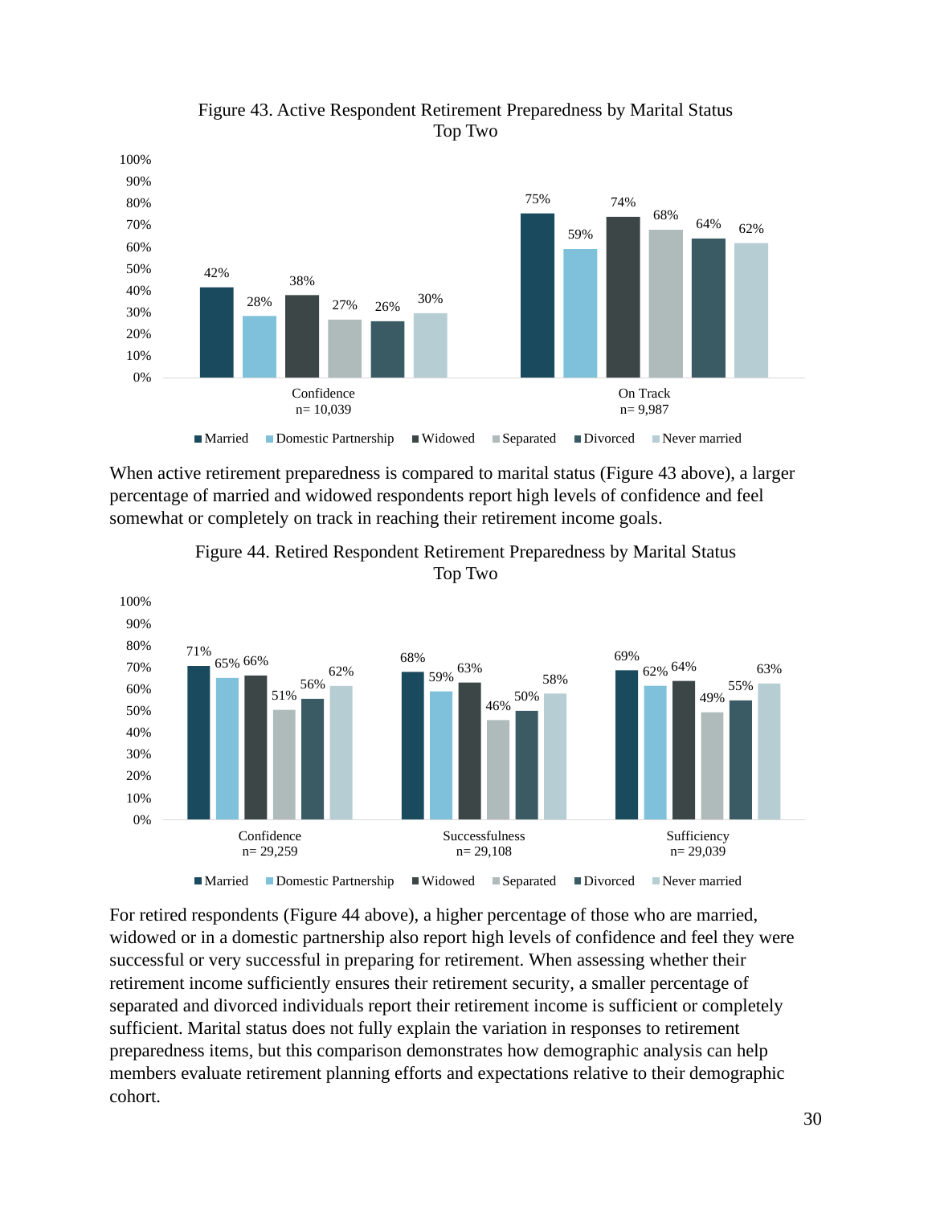Figure 43. Active Respondent Retirement Preparedness by Marital Status
Top Two

| | Married | Domestic Partnership | Widowed | Separated | Divorced | Never married |
|---|---|---|---|---|---|---|
| Confidence n= 10,039 | 42% | 28% | 38% | 27% | 26% | 30% |
| On Track n= 9,987 | 75% | 59% | 74% | 68% | 64% | 62% |

When active retirement preparedness is compared to marital status (Figure 43 above), a larger percentage of married and widowed respondents report high levels of confidence and feel somewhat or completely on track in reaching their retirement income goals.

Figure 44. Retired Respondent Retirement Preparedness by Marital Status
Top Two

| | Married | Domestic Partnership | Widowed | Separated | Divorced | Never married |
|---|---|---|---|---|---|---|
| Confidence n= 29,259 | 71% | 65% | 66% | 51% | 56% | 62% |
| Successfulness n= 29,108 | 68% | 59% | 63% | 46% | 50% | 58% |
| Sufficiency n= 29,039 | 69% | 62% | 64% | 49% | 55% | 63% |

For retired respondents (Figure 44 above), a higher percentage of those who are married, widowed or in a domestic partnership also report high levels of confidence and feel they were successful or very successful in preparing for retirement. When assessing whether their retirement income sufficiently ensures their retirement security, a smaller percentage of separated and divorced individuals report their retirement income is sufficient or completely sufficient. Marital status does not fully explain the variation in responses to retirement preparedness items, but this comparison demonstrates how demographic analysis can help members evaluate retirement planning efforts and expectations relative to their demographic cohort.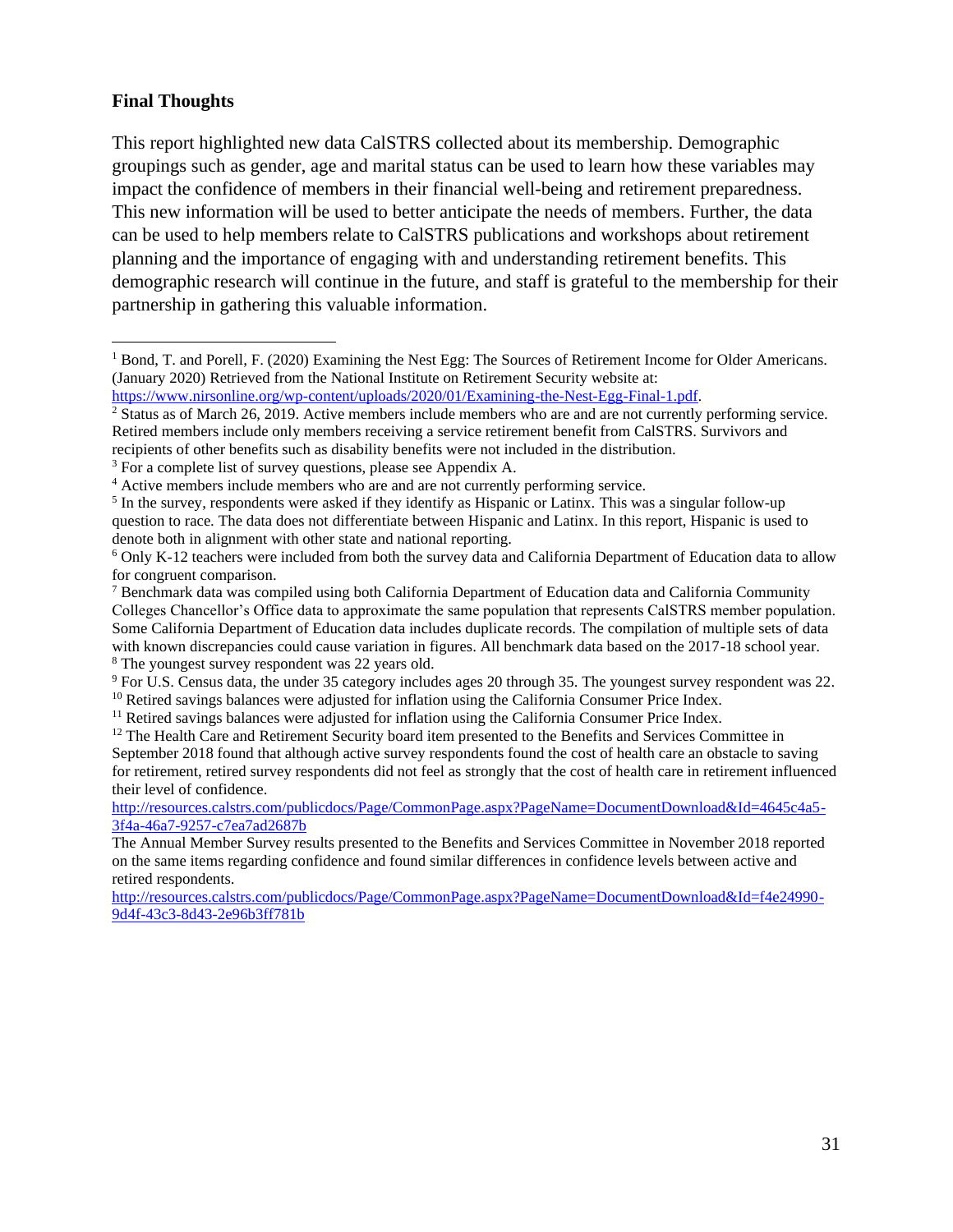**Final Thoughts**

This report highlighted new data CalSTRS collected about its membership. Demographic groupings such as gender, age and marital status can be used to learn how these variables may impact the confidence of members in their financial well-being and retirement preparedness. This new information will be used to better anticipate the needs of members. Further, the data can be used to help members relate to CalSTRS publications and workshops about retirement planning and the importance of engaging with and understanding retirement benefits. This demographic research will continue in the future, and staff is grateful to the membership for their partnership in gathering this valuable information.

---

[1] Bond, T. and Porell, F. (2020) Examining the Nest Egg: The Sources of Retirement Income for Older Americans. (January 2020) Retrieved from the National Institute on Retirement Security website at: https://www.nirsonline.org/wp-content/uploads/2020/01/Examining-the-Nest-Egg-Final-1.pdf.

[2] Status as of March 26, 2019. Active members include members who are and are not currently performing service. Retired members include only members receiving a service retirement benefit from CalSTRS. Survivors and recipients of other benefits such as disability benefits were not included in the distribution.

[3] For a complete list of survey questions, please see Appendix A.

[4] Active members include members who are and are not currently performing service.

[5] In the survey, respondents were asked if they identify as Hispanic or Latinx. This was a singular follow-up question to race. The data does not differentiate between Hispanic and Latinx. In this report, Hispanic is used to denote both in alignment with other state and national reporting.

[6] Only K-12 teachers were included from both the survey data and California Department of Education data to allow for congruent comparison.

[7] Benchmark data was compiled using both California Department of Education data and California Community Colleges Chancellor's Office data to approximate the same population that represents CalSTRS member population. Some California Department of Education data includes duplicate records. The compilation of multiple sets of data with known discrepancies could cause variation in figures. All benchmark data based on the 2017-18 school year.

[8] The youngest survey respondent was 22 years old.

[9] For U.S. Census data, the under 35 category includes ages 20 through 35. The youngest survey respondent was 22.

[10] Retired savings balances were adjusted for inflation using the California Consumer Price Index.

[11] Retired savings balances were adjusted for inflation using the California Consumer Price Index.

[12] The Health Care and Retirement Security board item presented to the Benefits and Services Committee in September 2018 found that although active survey respondents found the cost of health care an obstacle to saving for retirement, retired survey respondents did not feel as strongly that the cost of health care in retirement influenced their level of confidence.
http://resources.calstrs.com/publicdocs/Page/CommonPage.aspx?PageName=DocumentDownload&Id=4645c4a5-3f4a-46a7-9257-c7ea7ad2687b
The Annual Member Survey results presented to the Benefits and Services Committee in November 2018 reported on the same items regarding confidence and found similar differences in confidence levels between active and retired respondents.
http://resources.calstrs.com/publicdocs/Page/CommonPage.aspx?PageName=DocumentDownload&Id=f4e24990-9d4f-43c3-8d43-2e96b3ff781b